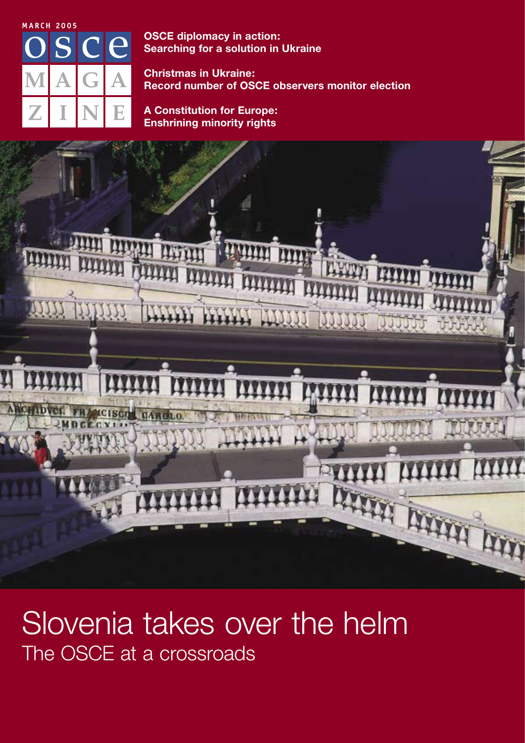MARCH 2005

OSCE MAGAZINE

**OSCE diplomacy in action:**
**Searching for a solution in Ukraine**

**Christmas in Ukraine:**
**Record number of OSCE observers monitor election**

**A Constitution for Europe:**
**Enshrining minority rights**

# Slovenia takes over the helm

## The OSCE at a crossroads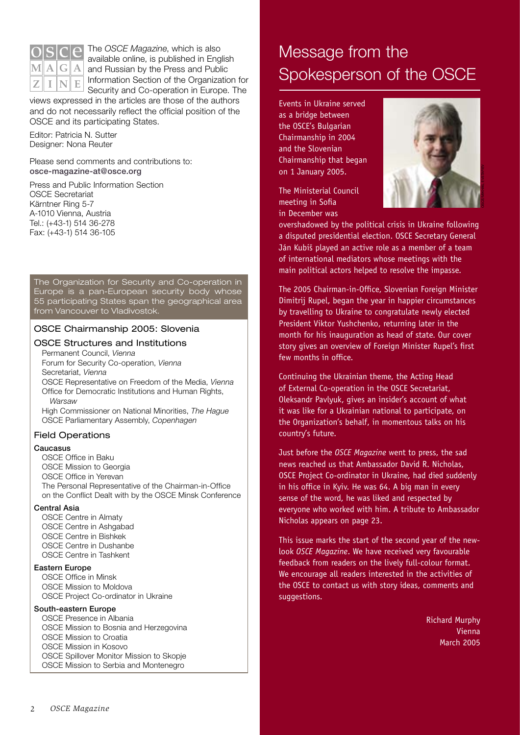The *OSCE Magazine*, which is also available online, is published in English and Russian by the Press and Public Information Section of the Organization for Security and Co-operation in Europe. The views expressed in the articles are those of the authors and do not necessarily reflect the official position of the OSCE and its participating States.

Editor: Patricia N. Sutter
Designer: Nona Reuter

Please send comments and contributions to:
**osce-magazine-at@osce.org**

Press and Public Information Section
OSCE Secretariat
Kärntner Ring 5-7
A-1010 Vienna, Austria
Tel.: (+43-1) 514 36-278
Fax: (+43-1) 514 36-105

The Organization for Security and Co-operation in Europe is a pan-European security body whose 55 participating States span the geographical area from Vancouver to Vladivostok.

## OSCE Chairmanship 2005: Slovenia

## OSCE Structures and Institutions

Permanent Council, *Vienna*
Forum for Security Co-operation, *Vienna*
Secretariat, *Vienna*
OSCE Representative on Freedom of the Media, *Vienna*
Office for Democratic Institutions and Human Rights, *Warsaw*
High Commissioner on National Minorities, *The Hague*
OSCE Parliamentary Assembly, *Copenhagen*

## Field Operations

**Caucasus**

OSCE Office in Baku
OSCE Mission to Georgia
OSCE Office in Yerevan
The Personal Representative of the Chairman-in-Office on the Conflict Dealt with by the OSCE Minsk Conference

**Central Asia**

OSCE Centre in Almaty
OSCE Centre in Ashgabad
OSCE Centre in Bishkek
OSCE Centre in Dushanbe
OSCE Centre in Tashkent

**Eastern Europe**

OSCE Office in Minsk
OSCE Mission to Moldova
OSCE Project Co-ordinator in Ukraine

**South-eastern Europe**

OSCE Presence in Albania
OSCE Mission to Bosnia and Herzegovina
OSCE Mission to Croatia
OSCE Mission in Kosovo
OSCE Spillover Monitor Mission to Skopje
OSCE Mission to Serbia and Montenegro

# Message from the Spokesperson of the OSCE

Events in Ukraine served as a bridge between the OSCE's Bulgarian Chairmanship in 2004 and the Slovenian Chairmanship that began on 1 January 2005.

The Ministerial Council meeting in Sofia in December was overshadowed by the political crisis in Ukraine following a disputed presidential election. OSCE Secretary General Ján Kubiš played an active role as a member of a team of international mediators whose meetings with the main political actors helped to resolve the impasse.

The 2005 Chairman-in-Office, Slovenian Foreign Minister Dimitrij Rupel, began the year in happier circumstances by travelling to Ukraine to congratulate newly elected President Viktor Yushchenko, returning later in the month for his inauguration as head of state. Our cover story gives an overview of Foreign Minister Rupel's first few months in office.

Continuing the Ukrainian theme, the Acting Head of External Co-operation in the OSCE Secretariat, Oleksandr Pavlyuk, gives an insider's account of what it was like for a Ukrainian national to participate, on the Organization's behalf, in momentous talks on his country's future.

Just before the *OSCE Magazine* went to press, the sad news reached us that Ambassador David R. Nicholas, OSCE Project Co-ordinator in Ukraine, had died suddenly in his office in Kyiv. He was 64. A big man in every sense of the word, he was liked and respected by everyone who worked with him. A tribute to Ambassador Nicholas appears on page 23.

This issue marks the start of the second year of the new-look *OSCE Magazine*. We have received very favourable feedback from readers on the lively full-colour format. We encourage all readers interested in the activities of the OSCE to contact us with story ideas, comments and suggestions.

Richard Murphy
Vienna
March 2005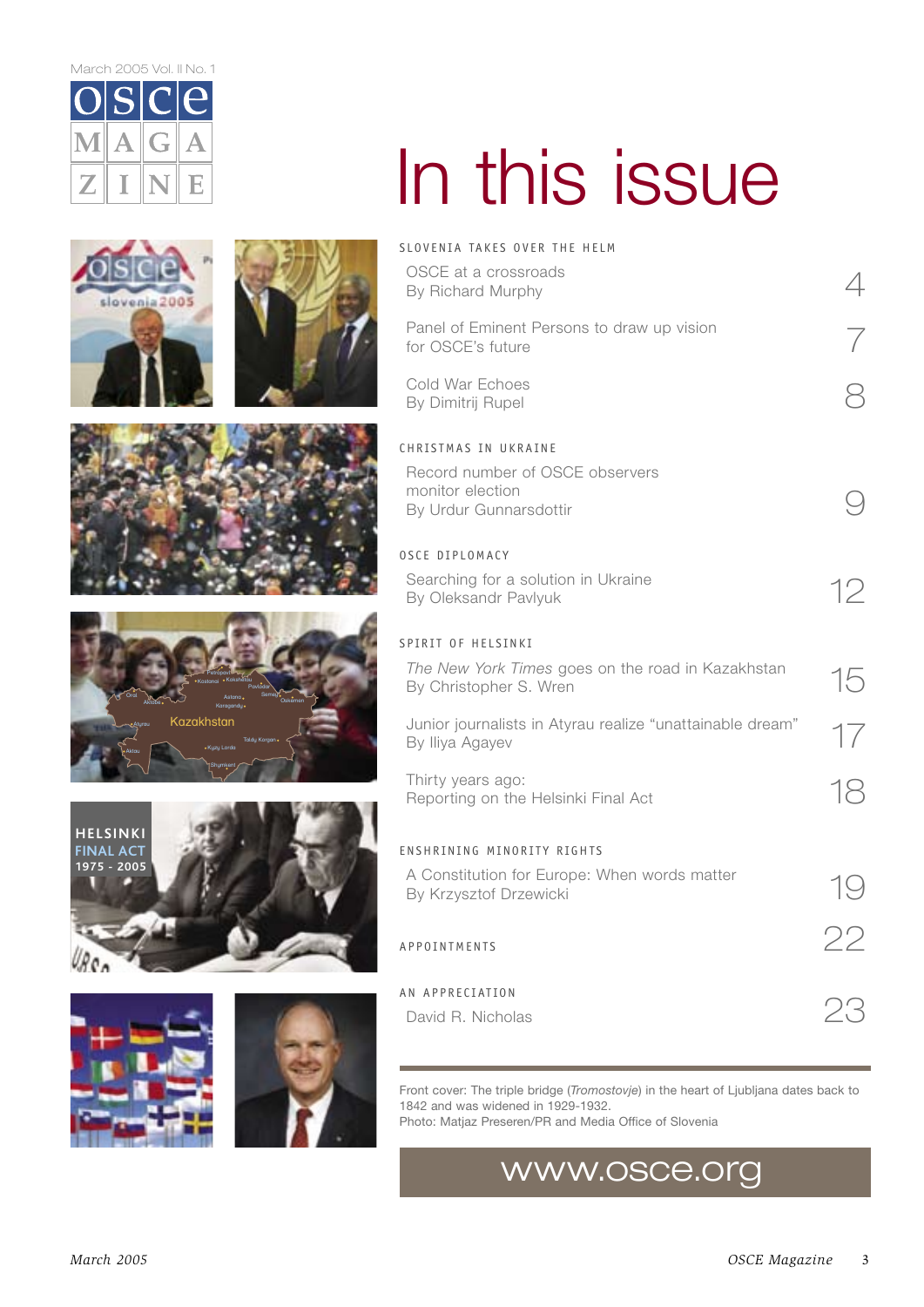March 2005 Vol. II No. 1

OSCE MAGAZINE

# In this issue

## SLOVENIA TAKES OVER THE HELM

OSCE at a crossroads
By Richard Murphy — 4

Panel of Eminent Persons to draw up vision for OSCE's future — 7

Cold War Echoes
By Dimitrij Rupel — 8

## CHRISTMAS IN UKRAINE

Record number of OSCE observers monitor election
By Urdur Gunnarsdottir — 9

## OSCE DIPLOMACY

Searching for a solution in Ukraine
By Oleksandr Pavlyuk — 12

## SPIRIT OF HELSINKI

*The New York Times* goes on the road in Kazakhstan
By Christopher S. Wren — 15

Junior journalists in Atyrau realize "unattainable dream"
By Iliya Agayev — 17

Thirty years ago:
Reporting on the Helsinki Final Act — 18

## ENSHRINING MINORITY RIGHTS

A Constitution for Europe: When words matter
By Krzysztof Drzewicki — 19

## APPOINTMENTS — 22

## AN APPRECIATION

David R. Nicholas — 23

Front cover: The triple bridge (*Tromostovje*) in the heart of Ljubljana dates back to 1842 and was widened in 1929-1932.
Photo: Matjaz Preseren/PR and Media Office of Slovenia

www.osce.org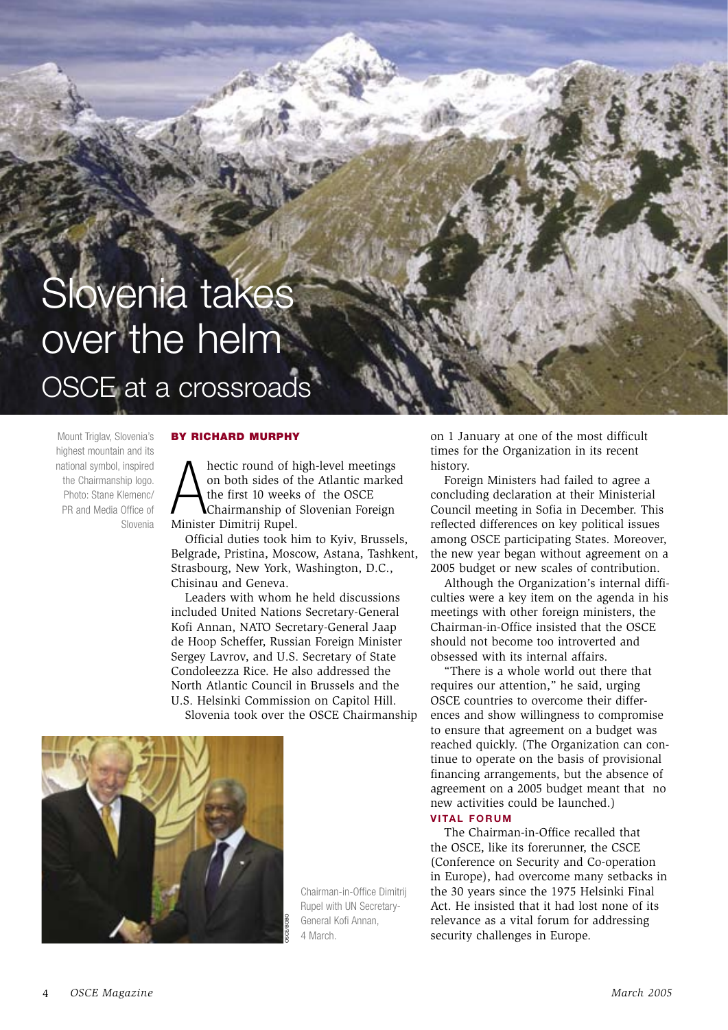# Slovenia takes over the helm

## OSCE at a crossroads

Mount Triglav, Slovenia's highest mountain and its national symbol, inspired the Chairmanship logo. Photo: Stane Klemenc/ PR and Media Office of Slovenia

**BY RICHARD MURPHY**

A hectic round of high-level meetings on both sides of the Atlantic marked the first 10 weeks of the OSCE Chairmanship of Slovenian Foreign Minister Dimitrij Rupel.

Official duties took him to Kyiv, Brussels, Belgrade, Pristina, Moscow, Astana, Tashkent, Strasbourg, New York, Washington, D.C., Chisinau and Geneva.

Leaders with whom he held discussions included United Nations Secretary-General Kofi Annan, NATO Secretary-General Jaap de Hoop Scheffer, Russian Foreign Minister Sergey Lavrov, and U.S. Secretary of State Condoleezza Rice. He also addressed the North Atlantic Council in Brussels and the U.S. Helsinki Commission on Capitol Hill.

Slovenia took over the OSCE Chairmanship on 1 January at one of the most difficult times for the Organization in its recent history.

Foreign Ministers had failed to agree a concluding declaration at their Ministerial Council meeting in Sofia in December. This reflected differences on key political issues among OSCE participating States. Moreover, the new year began without agreement on a 2005 budget or new scales of contribution.

Although the Organization's internal difficulties were a key item on the agenda in his meetings with other foreign ministers, the Chairman-in-Office insisted that the OSCE should not become too introverted and obsessed with its internal affairs.

"There is a whole world out there that requires our attention," he said, urging OSCE countries to overcome their differences and show willingness to compromise to ensure that agreement on a budget was reached quickly. (The Organization can continue to operate on the basis of provisional financing arrangements, but the absence of agreement on a 2005 budget meant that no new activities could be launched.)

Chairman-in-Office Dimitrij Rupel with UN Secretary-General Kofi Annan, 4 March.

### VITAL FORUM

The Chairman-in-Office recalled that the OSCE, like its forerunner, the CSCE (Conference on Security and Co-operation in Europe), had overcome many setbacks in the 30 years since the 1975 Helsinki Final Act. He insisted that it had lost none of its relevance as a vital forum for addressing security challenges in Europe.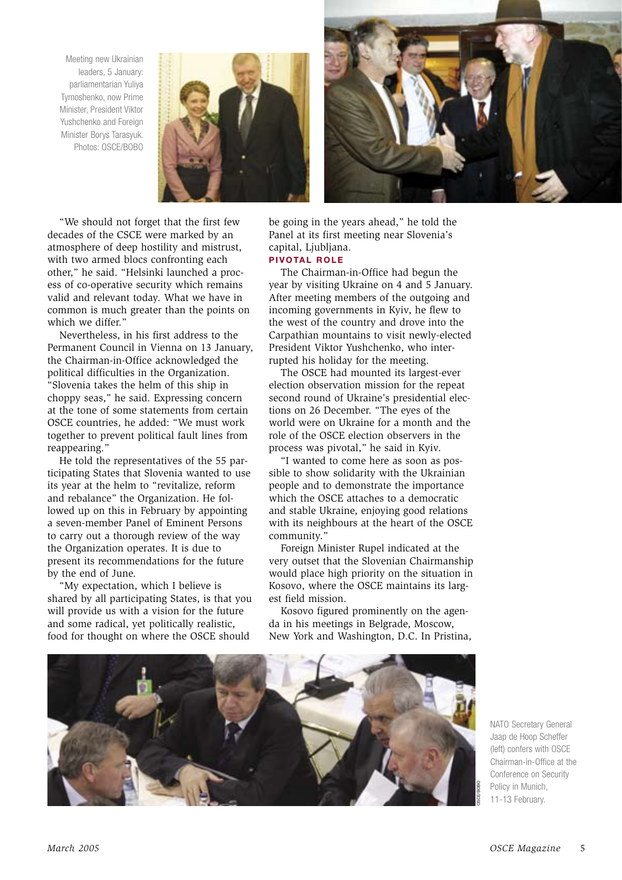Meeting new Ukrainian leaders, 5 January: parliamentarian Yuliya Tymoshenko, now Prime Minister, President Viktor Yushchenko and Foreign Minister Borys Tarasyuk. Photos: OSCE/BOBO

"We should not forget that the first few decades of the CSCE were marked by an atmosphere of deep hostility and mistrust, with two armed blocs confronting each other," he said. "Helsinki launched a process of co-operative security which remains valid and relevant today. What we have in common is much greater than the points on which we differ."

Nevertheless, in his first address to the Permanent Council in Vienna on 13 January, the Chairman-in-Office acknowledged the political difficulties in the Organization. "Slovenia takes the helm of this ship in choppy seas," he said. Expressing concern at the tone of some statements from certain OSCE countries, he added: "We must work together to prevent political fault lines from reappearing."

He told the representatives of the 55 participating States that Slovenia wanted to use its year at the helm to "revitalize, reform and rebalance" the Organization. He followed up on this in February by appointing a seven-member Panel of Eminent Persons to carry out a thorough review of the way the Organization operates. It is due to present its recommendations for the future by the end of June.

"My expectation, which I believe is shared by all participating States, is that you will provide us with a vision for the future and some radical, yet politically realistic, food for thought on where the OSCE should be going in the years ahead," he told the Panel at its first meeting near Slovenia's capital, Ljubljana.

### PIVOTAL ROLE

The Chairman-in-Office had begun the year by visiting Ukraine on 4 and 5 January. After meeting members of the outgoing and incoming governments in Kyiv, he flew to the west of the country and drove into the Carpathian mountains to visit newly-elected President Viktor Yushchenko, who interrupted his holiday for the meeting.

The OSCE had mounted its largest-ever election observation mission for the repeat second round of Ukraine's presidential elections on 26 December. "The eyes of the world were on Ukraine for a month and the role of the OSCE election observers in the process was pivotal," he said in Kyiv.

"I wanted to come here as soon as possible to show solidarity with the Ukrainian people and to demonstrate the importance which the OSCE attaches to a democratic and stable Ukraine, enjoying good relations with its neighbours at the heart of the OSCE community."

Foreign Minister Rupel indicated at the very outset that the Slovenian Chairmanship would place high priority on the situation in Kosovo, where the OSCE maintains its largest field mission.

Kosovo figured prominently on the agenda in his meetings in Belgrade, Moscow, New York and Washington, D.C. In Pristina,

NATO Secretary General Jaap de Hoop Scheffer (left) confers with OSCE Chairman-in-Office at the Conference on Security Policy in Munich, 11-13 February.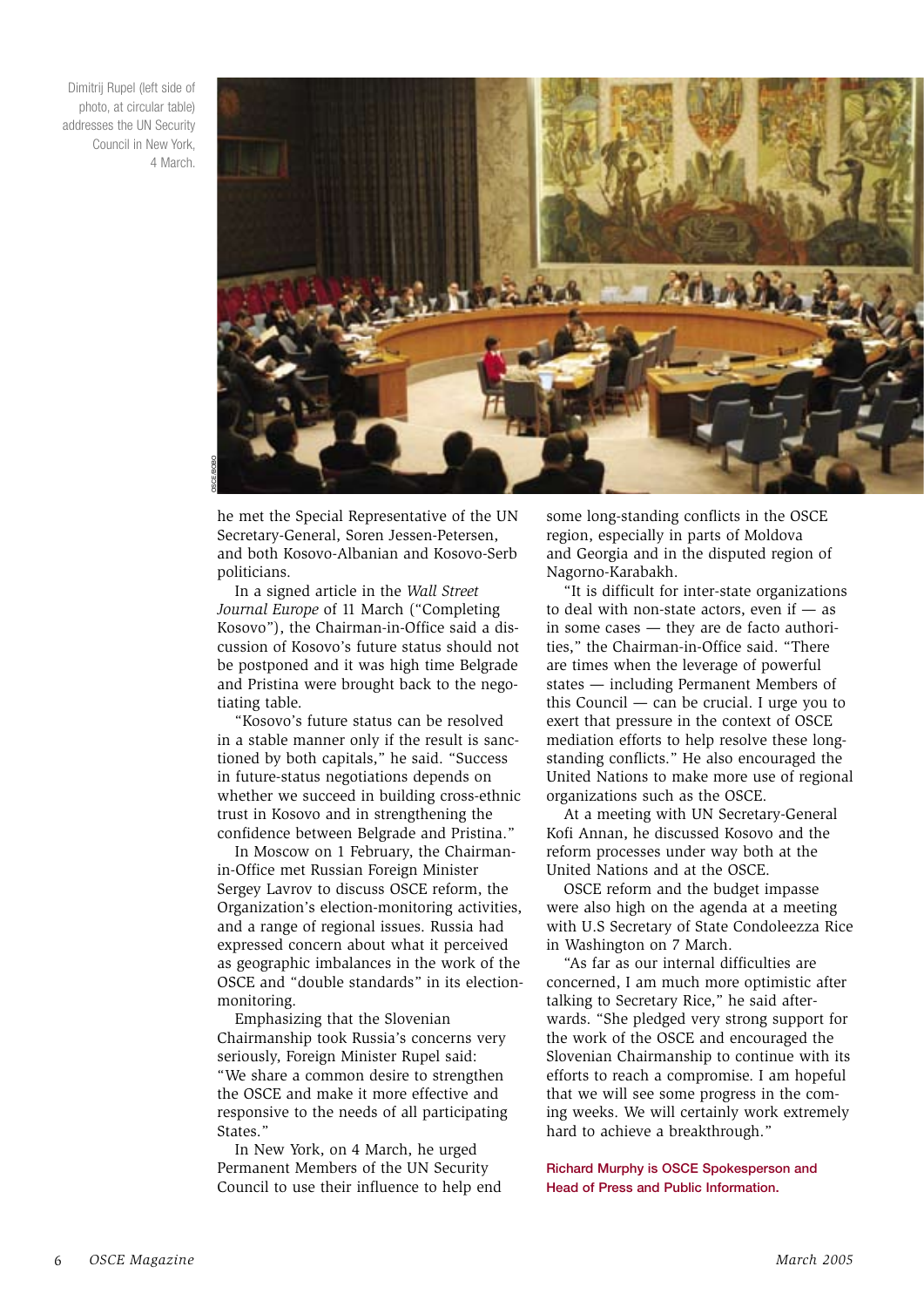Dimitrij Rupel (left side of photo, at circular table) addresses the UN Security Council in New York, 4 March.

he met the Special Representative of the UN Secretary-General, Soren Jessen-Petersen, and both Kosovo-Albanian and Kosovo-Serb politicians.

In a signed article in the *Wall Street Journal Europe* of 11 March ("Completing Kosovo"), the Chairman-in-Office said a discussion of Kosovo's future status should not be postponed and it was high time Belgrade and Pristina were brought back to the negotiating table.

"Kosovo's future status can be resolved in a stable manner only if the result is sanctioned by both capitals," he said. "Success in future-status negotiations depends on whether we succeed in building cross-ethnic trust in Kosovo and in strengthening the confidence between Belgrade and Pristina."

In Moscow on 1 February, the Chairman-in-Office met Russian Foreign Minister Sergey Lavrov to discuss OSCE reform, the Organization's election-monitoring activities, and a range of regional issues. Russia had expressed concern about what it perceived as geographic imbalances in the work of the OSCE and "double standards" in its election-monitoring.

Emphasizing that the Slovenian Chairmanship took Russia's concerns very seriously, Foreign Minister Rupel said: "We share a common desire to strengthen the OSCE and make it more effective and responsive to the needs of all participating States."

In New York, on 4 March, he urged Permanent Members of the UN Security Council to use their influence to help end some long-standing conflicts in the OSCE region, especially in parts of Moldova and Georgia and in the disputed region of Nagorno-Karabakh.

"It is difficult for inter-state organizations to deal with non-state actors, even if — as in some cases — they are de facto authorities," the Chairman-in-Office said. "There are times when the leverage of powerful states — including Permanent Members of this Council — can be crucial. I urge you to exert that pressure in the context of OSCE mediation efforts to help resolve these long-standing conflicts." He also encouraged the United Nations to make more use of regional organizations such as the OSCE.

At a meeting with UN Secretary-General Kofi Annan, he discussed Kosovo and the reform processes under way both at the United Nations and at the OSCE.

OSCE reform and the budget impasse were also high on the agenda at a meeting with U.S Secretary of State Condoleezza Rice in Washington on 7 March.

"As far as our internal difficulties are concerned, I am much more optimistic after talking to Secretary Rice," he said afterwards. "She pledged very strong support for the work of the OSCE and encouraged the Slovenian Chairmanship to continue with its efforts to reach a compromise. I am hopeful that we will see some progress in the coming weeks. We will certainly work extremely hard to achieve a breakthrough."

**Richard Murphy is OSCE Spokesperson and Head of Press and Public Information.**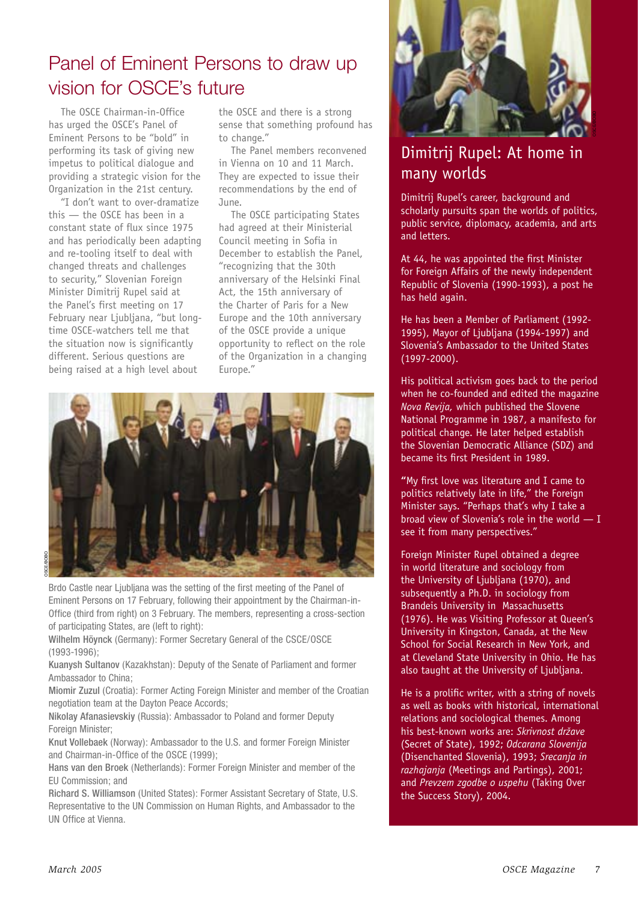# Panel of Eminent Persons to draw up vision for OSCE's future

The OSCE Chairman-in-Office has urged the OSCE's Panel of Eminent Persons to be "bold" in performing its task of giving new impetus to political dialogue and providing a strategic vision for the Organization in the 21st century.

"I don't want to over-dramatize this — the OSCE has been in a constant state of flux since 1975 and has periodically been adapting and re-tooling itself to deal with changed threats and challenges to security," Slovenian Foreign Minister Dimitrij Rupel said at the Panel's first meeting on 17 February near Ljubljana, "but long-time OSCE-watchers tell me that the situation now is significantly different. Serious questions are being raised at a high level about the OSCE and there is a strong sense that something profound has to change."

The Panel members reconvened in Vienna on 10 and 11 March. They are expected to issue their recommendations by the end of June.

The OSCE participating States had agreed at their Ministerial Council meeting in Sofia in December to establish the Panel, "recognizing that the 30th anniversary of the Helsinki Final Act, the 15th anniversary of the Charter of Paris for a New Europe and the 10th anniversary of the OSCE provide a unique opportunity to reflect on the role of the Organization in a changing Europe."

Brdo Castle near Ljubljana was the setting of the first meeting of the Panel of Eminent Persons on 17 February, following their appointment by the Chairman-in-Office (third from right) on 3 February. The members, representing a cross-section of participating States, are (left to right):

**Wilhelm Höynck** (Germany): Former Secretary General of the CSCE/OSCE (1993-1996);
**Kuanysh Sultanov** (Kazakhstan): Deputy of the Senate of Parliament and former Ambassador to China;
**Miomir Zuzul** (Croatia): Former Acting Foreign Minister and member of the Croatian negotiation team at the Dayton Peace Accords;
**Nikolay Afanasievskiy** (Russia): Ambassador to Poland and former Deputy Foreign Minister;
**Knut Vollebaek** (Norway): Ambassador to the U.S. and former Foreign Minister and Chairman-in-Office of the OSCE (1999);
**Hans van den Broek** (Netherlands): Former Foreign Minister and member of the EU Commission; and
**Richard S. Williamson** (United States): Former Assistant Secretary of State, U.S. Representative to the UN Commission on Human Rights, and Ambassador to the UN Office at Vienna.

## Dimitrij Rupel: At home in many worlds

Dimitrij Rupel's career, background and scholarly pursuits span the worlds of politics, public service, diplomacy, academia, and arts and letters.

At 44, he was appointed the first Minister for Foreign Affairs of the newly independent Republic of Slovenia (1990-1993), a post he has held again.

He has been a Member of Parliament (1992-1995), Mayor of Ljubljana (1994-1997) and Slovenia's Ambassador to the United States (1997-2000).

His political activism goes back to the period when he co-founded and edited the magazine *Nova Revija,* which published the Slovene National Programme in 1987, a manifesto for political change. He later helped establish the Slovenian Democratic Alliance (SDZ) and became its first President in 1989.

"My first love was literature and I came to politics relatively late in life," the Foreign Minister says. "Perhaps that's why I take a broad view of Slovenia's role in the world — I see it from many perspectives."

Foreign Minister Rupel obtained a degree in world literature and sociology from the University of Ljubljana (1970), and subsequently a Ph.D. in sociology from Brandeis University in Massachusetts (1976). He was Visiting Professor at Queen's University in Kingston, Canada, at the New School for Social Research in New York, and at Cleveland State University in Ohio. He has also taught at the University of Ljubljana.

He is a prolific writer, with a string of novels as well as books with historical, international relations and sociological themes. Among his best-known works are: *Skrivnost države* (Secret of State), 1992; *Odcarana Slovenija* (Disenchanted Slovenia), 1993; *Srecanja in razhajanja* (Meetings and Partings), 2001; and *Prevzem zgodbe o uspehu* (Taking Over the Success Story), 2004.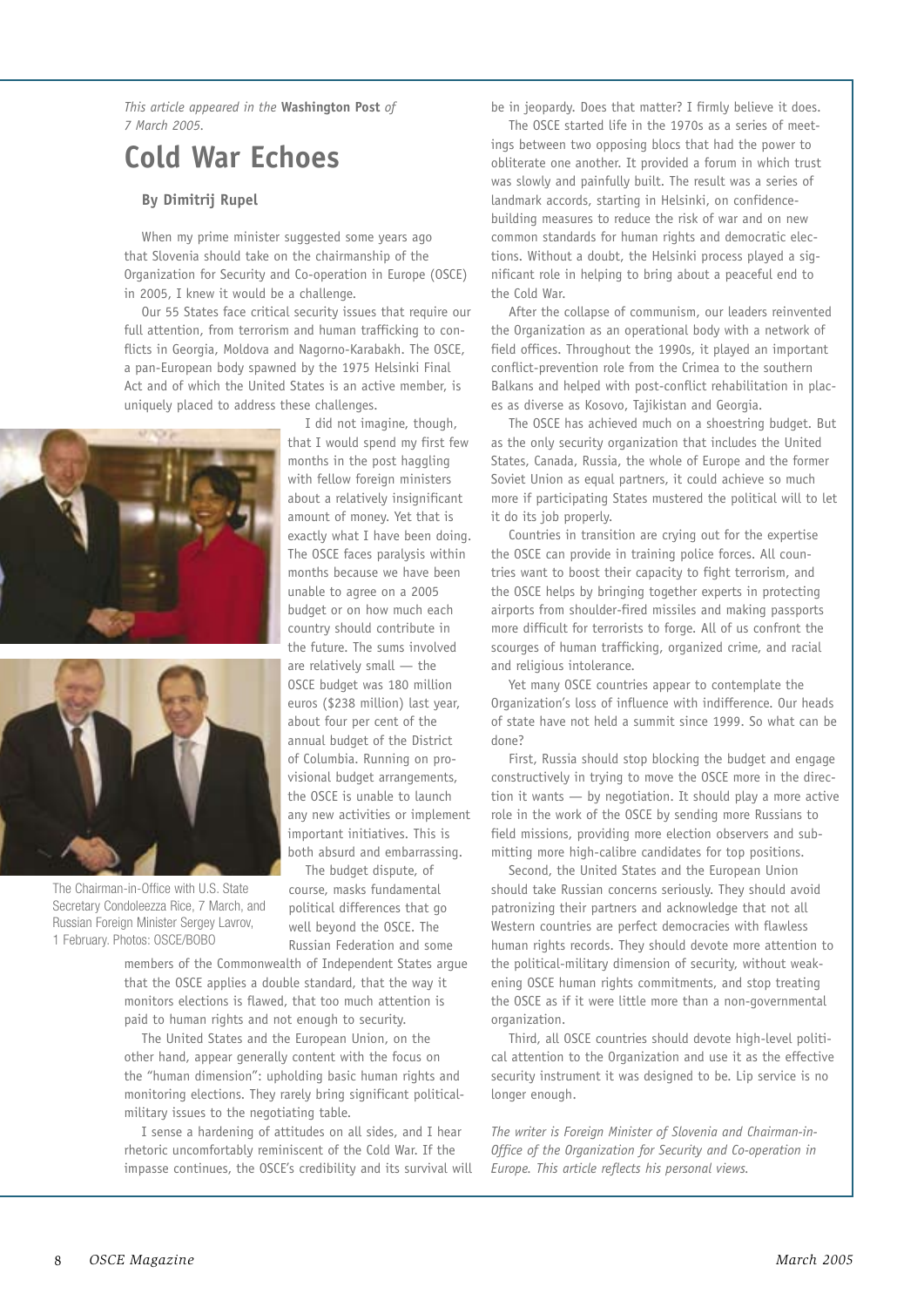*This article appeared in the* **Washington Post** *of 7 March 2005.*

# Cold War Echoes

**By Dimitrij Rupel**

When my prime minister suggested some years ago that Slovenia should take on the chairmanship of the Organization for Security and Co-operation in Europe (OSCE) in 2005, I knew it would be a challenge.

Our 55 States face critical security issues that require our full attention, from terrorism and human trafficking to conflicts in Georgia, Moldova and Nagorno-Karabakh. The OSCE, a pan-European body spawned by the 1975 Helsinki Final Act and of which the United States is an active member, is uniquely placed to address these challenges.

I did not imagine, though, that I would spend my first few months in the post haggling with fellow foreign ministers about a relatively insignificant amount of money. Yet that is exactly what I have been doing. The OSCE faces paralysis within months because we have been unable to agree on a 2005 budget or on how much each country should contribute in the future. The sums involved are relatively small — the OSCE budget was 180 million euros ($238 million) last year, about four per cent of the annual budget of the District of Columbia. Running on provisional budget arrangements, the OSCE is unable to launch any new activities or implement important initiatives. This is both absurd and embarrassing.

The budget dispute, of course, masks fundamental political differences that go well beyond the OSCE. The Russian Federation and some members of the Commonwealth of Independent States argue that the OSCE applies a double standard, that the way it monitors elections is flawed, that too much attention is paid to human rights and not enough to security.

The United States and the European Union, on the other hand, appear generally content with the focus on the "human dimension": upholding basic human rights and monitoring elections. They rarely bring significant political-military issues to the negotiating table.

I sense a hardening of attitudes on all sides, and I hear rhetoric uncomfortably reminiscent of the Cold War. If the impasse continues, the OSCE's credibility and its survival will be in jeopardy. Does that matter? I firmly believe it does.

The OSCE started life in the 1970s as a series of meetings between two opposing blocs that had the power to obliterate one another. It provided a forum in which trust was slowly and painfully built. The result was a series of landmark accords, starting in Helsinki, on confidence-building measures to reduce the risk of war and on new common standards for human rights and democratic elections. Without a doubt, the Helsinki process played a significant role in helping to bring about a peaceful end to the Cold War.

After the collapse of communism, our leaders reinvented the Organization as an operational body with a network of field offices. Throughout the 1990s, it played an important conflict-prevention role from the Crimea to the southern Balkans and helped with post-conflict rehabilitation in places as diverse as Kosovo, Tajikistan and Georgia.

The OSCE has achieved much on a shoestring budget. But as the only security organization that includes the United States, Canada, Russia, the whole of Europe and the former Soviet Union as equal partners, it could achieve so much more if participating States mustered the political will to let it do its job properly.

Countries in transition are crying out for the expertise the OSCE can provide in training police forces. All countries want to boost their capacity to fight terrorism, and the OSCE helps by bringing together experts in protecting airports from shoulder-fired missiles and making passports more difficult for terrorists to forge. All of us confront the scourges of human trafficking, organized crime, and racial and religious intolerance.

Yet many OSCE countries appear to contemplate the Organization's loss of influence with indifference. Our heads of state have not held a summit since 1999. So what can be done?

First, Russia should stop blocking the budget and engage constructively in trying to move the OSCE more in the direction it wants — by negotiation. It should play a more active role in the work of the OSCE by sending more Russians to field missions, providing more election observers and submitting more high-calibre candidates for top positions.

Second, the United States and the European Union should take Russian concerns seriously. They should avoid patronizing their partners and acknowledge that not all Western countries are perfect democracies with flawless human rights records. They should devote more attention to the political-military dimension of security, without weakening OSCE human rights commitments, and stop treating the OSCE as if it were little more than a non-governmental organization.

Third, all OSCE countries should devote high-level political attention to the Organization and use it as the effective security instrument it was designed to be. Lip service is no longer enough.

*The writer is Foreign Minister of Slovenia and Chairman-in-Office of the Organization for Security and Co-operation in Europe. This article reflects his personal views.*

The Chairman-in-Office with U.S. State Secretary Condoleezza Rice, 7 March, and Russian Foreign Minister Sergey Lavrov, 1 February. Photos: OSCE/BOBO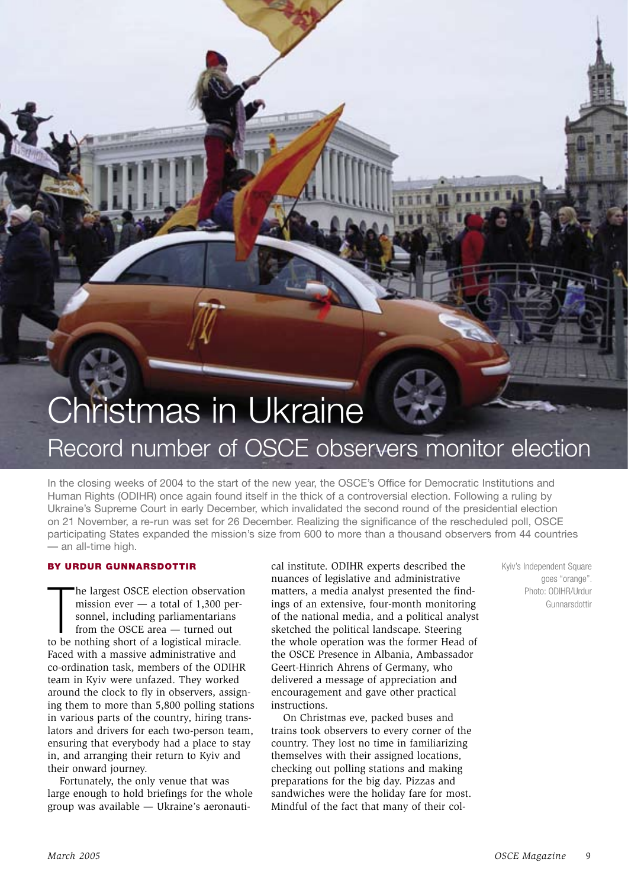# Christmas in Ukraine

## Record number of OSCE observers monitor election

In the closing weeks of 2004 to the start of the new year, the OSCE's Office for Democratic Institutions and Human Rights (ODIHR) once again found itself in the thick of a controversial election. Following a ruling by Ukraine's Supreme Court in early December, which invalidated the second round of the presidential election on 21 November, a re-run was set for 26 December. Realizing the significance of the rescheduled poll, OSCE participating States expanded the mission's size from 600 to more than a thousand observers from 44 countries — an all-time high.

**BY URDUR GUNNARSDOTTIR**

The largest OSCE election observation mission ever — a total of 1,300 personnel, including parliamentarians from the OSCE area — turned out to be nothing short of a logistical miracle. Faced with a massive administrative and co-ordination task, members of the ODIHR team in Kyiv were unfazed. They worked around the clock to fly in observers, assigning them to more than 5,800 polling stations in various parts of the country, hiring translators and drivers for each two-person team, ensuring that everybody had a place to stay in, and arranging their return to Kyiv and their onward journey.

Fortunately, the only venue that was large enough to hold briefings for the whole group was available — Ukraine's aeronautical institute. ODIHR experts described the nuances of legislative and administrative matters, a media analyst presented the findings of an extensive, four-month monitoring of the national media, and a political analyst sketched the political landscape. Steering the whole operation was the former Head of the OSCE Presence in Albania, Ambassador Geert-Hinrich Ahrens of Germany, who delivered a message of appreciation and encouragement and gave other practical instructions.

On Christmas eve, packed buses and trains took observers to every corner of the country. They lost no time in familiarizing themselves with their assigned locations, checking out polling stations and making preparations for the big day. Pizzas and sandwiches were the holiday fare for most. Mindful of the fact that many of their col-

Kyiv's Independent Square goes "orange". Photo: ODIHR/Urdur Gunnarsdottir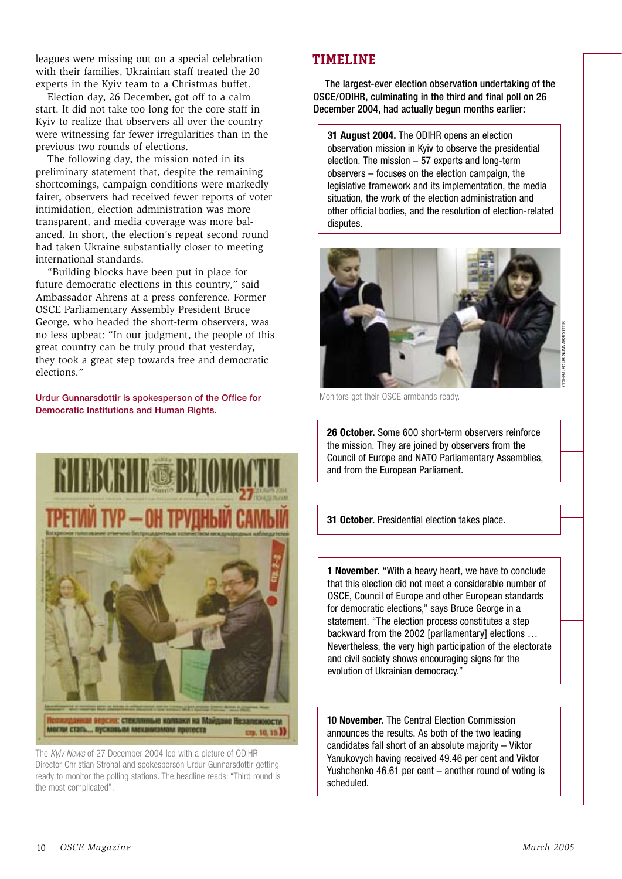leagues were missing out on a special celebration with their families, Ukrainian staff treated the 20 experts in the Kyiv team to a Christmas buffet.

Election day, 26 December, got off to a calm start. It did not take too long for the core staff in Kyiv to realize that observers all over the country were witnessing far fewer irregularities than in the previous two rounds of elections.

The following day, the mission noted in its preliminary statement that, despite the remaining shortcomings, campaign conditions were markedly fairer, observers had received fewer reports of voter intimidation, election administration was more transparent, and media coverage was more balanced. In short, the election's repeat second round had taken Ukraine substantially closer to meeting international standards.

"Building blocks have been put in place for future democratic elections in this country," said Ambassador Ahrens at a press conference. Former OSCE Parliamentary Assembly President Bruce George, who headed the short-term observers, was no less upbeat: "In our judgment, the people of this great country can be truly proud that yesterday, they took a great step towards free and democratic elections."

**Urdur Gunnarsdottir is spokesperson of the Office for Democratic Institutions and Human Rights.**

The *Kyiv News* of 27 December 2004 led with a picture of ODIHR Director Christian Strohal and spokesperson Urdur Gunnarsdottir getting ready to monitor the polling stations. The headline reads: "Third round is the most complicated".

## TIMELINE

**The largest-ever election observation undertaking of the OSCE/ODIHR, culminating in the third and final poll on 26 December 2004, had actually begun months earlier:**

**31 August 2004.** The ODIHR opens an election observation mission in Kyiv to observe the presidential election. The mission – 57 experts and long-term observers – focuses on the election campaign, the legislative framework and its implementation, the media situation, the work of the election administration and other official bodies, and the resolution of election-related disputes.

Monitors get their OSCE armbands ready.

**26 October.** Some 600 short-term observers reinforce the mission. They are joined by observers from the Council of Europe and NATO Parliamentary Assemblies, and from the European Parliament.

**31 October.** Presidential election takes place.

**1 November.** "With a heavy heart, we have to conclude that this election did not meet a considerable number of OSCE, Council of Europe and other European standards for democratic elections," says Bruce George in a statement. "The election process constitutes a step backward from the 2002 [parliamentary] elections … Nevertheless, the very high participation of the electorate and civil society shows encouraging signs for the evolution of Ukrainian democracy."

**10 November.** The Central Election Commission announces the results. As both of the two leading candidates fall short of an absolute majority – Viktor Yanukovych having received 49.46 per cent and Viktor Yushchenko 46.61 per cent – another round of voting is scheduled.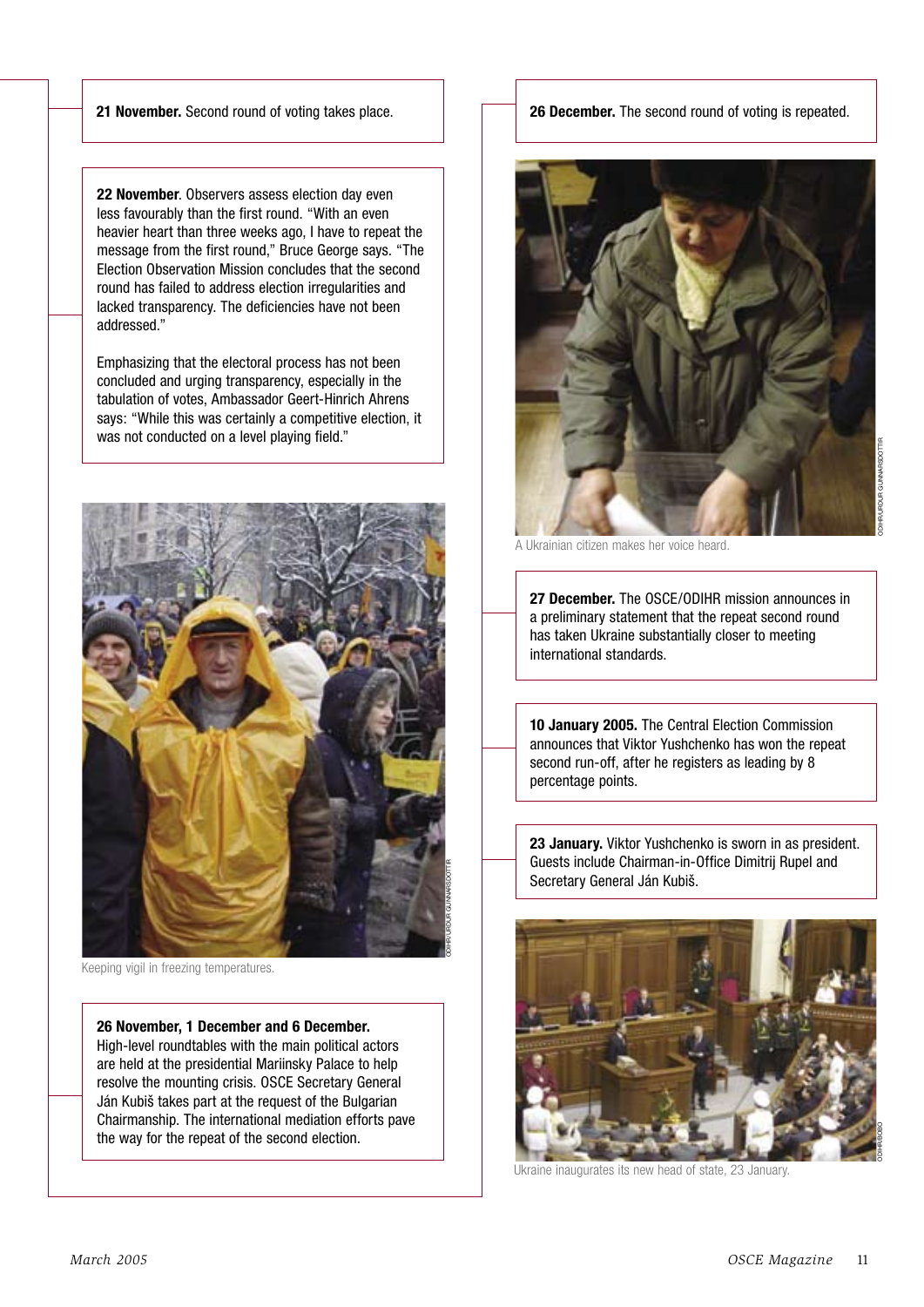**21 November.** Second round of voting takes place.

**22 November**. Observers assess election day even less favourably than the first round. "With an even heavier heart than three weeks ago, I have to repeat the message from the first round," Bruce George says. "The Election Observation Mission concludes that the second round has failed to address election irregularities and lacked transparency. The deficiencies have not been addressed."

Emphasizing that the electoral process has not been concluded and urging transparency, especially in the tabulation of votes, Ambassador Geert-Hinrich Ahrens says: "While this was certainly a competitive election, it was not conducted on a level playing field."

Keeping vigil in freezing temperatures.

**26 November, 1 December and 6 December.** High-level roundtables with the main political actors are held at the presidential Mariinsky Palace to help resolve the mounting crisis. OSCE Secretary General Ján Kubiš takes part at the request of the Bulgarian Chairmanship. The international mediation efforts pave the way for the repeat of the second election.

**26 December.** The second round of voting is repeated.

A Ukrainian citizen makes her voice heard.

**27 December.** The OSCE/ODIHR mission announces in a preliminary statement that the repeat second round has taken Ukraine substantially closer to meeting international standards.

**10 January 2005.** The Central Election Commission announces that Viktor Yushchenko has won the repeat second run-off, after he registers as leading by 8 percentage points.

**23 January.** Viktor Yushchenko is sworn in as president. Guests include Chairman-in-Office Dimitrij Rupel and Secretary General Ján Kubiš.

Ukraine inaugurates its new head of state, 23 January.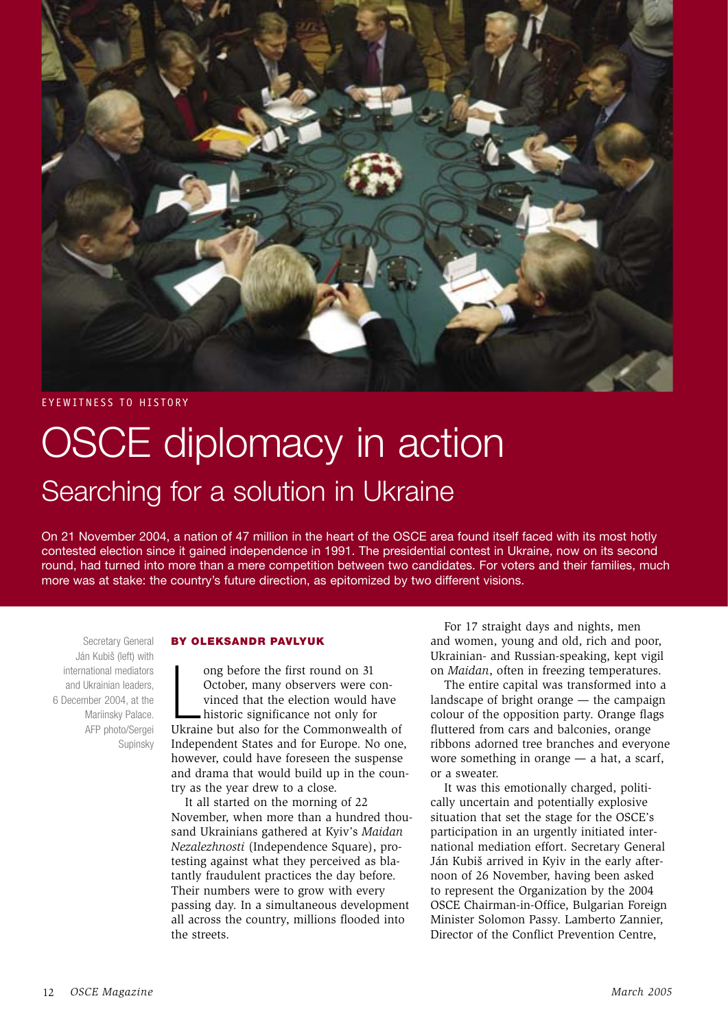EYEWITNESS TO HISTORY

# OSCE diplomacy in action

## Searching for a solution in Ukraine

On 21 November 2004, a nation of 47 million in the heart of the OSCE area found itself faced with its most hotly contested election since it gained independence in 1991. The presidential contest in Ukraine, now on its second round, had turned into more than a mere competition between two candidates. For voters and their families, much more was at stake: the country's future direction, as epitomized by two different visions.

Secretary General Ján Kubiš (left) with international mediators and Ukrainian leaders, 6 December 2004, at the Mariinsky Palace. AFP photo/Sergei Supinsky

**BY OLEKSANDR PAVLYUK**

Long before the first round on 31 October, many observers were convinced that the election would have historic significance not only for Ukraine but also for the Commonwealth of Independent States and for Europe. No one, however, could have foreseen the suspense and drama that would build up in the country as the year drew to a close.

It all started on the morning of 22 November, when more than a hundred thousand Ukrainians gathered at Kyiv's *Maidan Nezalezhnosti* (Independence Square), protesting against what they perceived as blatantly fraudulent practices the day before. Their numbers were to grow with every passing day. In a simultaneous development all across the country, millions flooded into the streets.

For 17 straight days and nights, men and women, young and old, rich and poor, Ukrainian- and Russian-speaking, kept vigil on *Maidan*, often in freezing temperatures.

The entire capital was transformed into a landscape of bright orange — the campaign colour of the opposition party. Orange flags fluttered from cars and balconies, orange ribbons adorned tree branches and everyone wore something in orange — a hat, a scarf, or a sweater.

It was this emotionally charged, politically uncertain and potentially explosive situation that set the stage for the OSCE's participation in an urgently initiated international mediation effort. Secretary General Ján Kubiš arrived in Kyiv in the early afternoon of 26 November, having been asked to represent the Organization by the 2004 OSCE Chairman-in-Office, Bulgarian Foreign Minister Solomon Passy. Lamberto Zannier, Director of the Conflict Prevention Centre,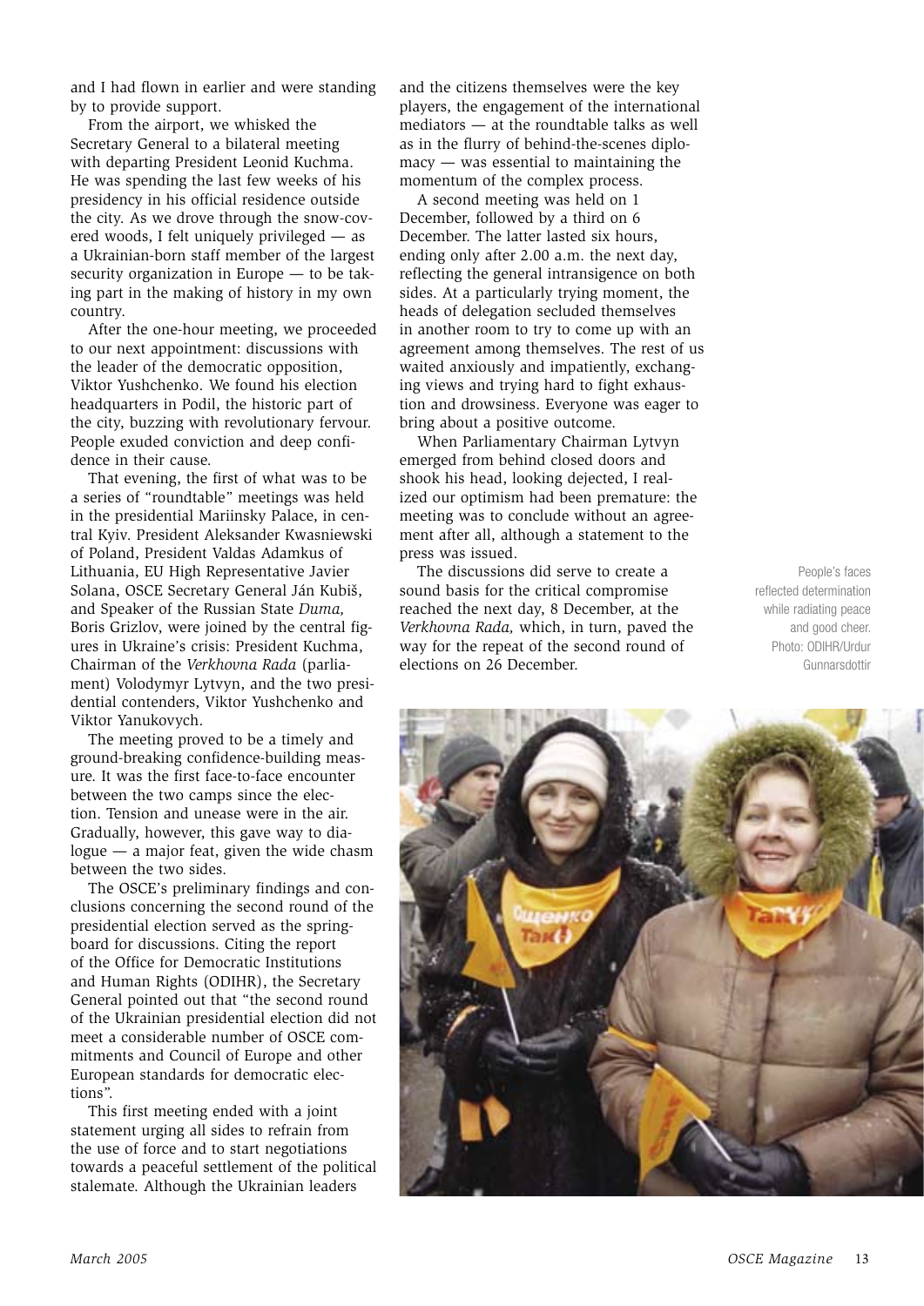and I had flown in earlier and were standing by to provide support.

From the airport, we whisked the Secretary General to a bilateral meeting with departing President Leonid Kuchma. He was spending the last few weeks of his presidency in his official residence outside the city. As we drove through the snow-covered woods, I felt uniquely privileged — as a Ukrainian-born staff member of the largest security organization in Europe — to be taking part in the making of history in my own country.

After the one-hour meeting, we proceeded to our next appointment: discussions with the leader of the democratic opposition, Viktor Yushchenko. We found his election headquarters in Podil, the historic part of the city, buzzing with revolutionary fervour. People exuded conviction and deep confidence in their cause.

That evening, the first of what was to be a series of "roundtable" meetings was held in the presidential Mariinsky Palace, in central Kyiv. President Aleksander Kwasniewski of Poland, President Valdas Adamkus of Lithuania, EU High Representative Javier Solana, OSCE Secretary General Ján Kubiš, and Speaker of the Russian State *Duma,* Boris Grizlov, were joined by the central figures in Ukraine's crisis: President Kuchma, Chairman of the *Verkhovna Rada* (parliament) Volodymyr Lytvyn, and the two presidential contenders, Viktor Yushchenko and Viktor Yanukovych.

The meeting proved to be a timely and ground-breaking confidence-building measure. It was the first face-to-face encounter between the two camps since the election. Tension and unease were in the air. Gradually, however, this gave way to dialogue — a major feat, given the wide chasm between the two sides.

The OSCE's preliminary findings and conclusions concerning the second round of the presidential election served as the springboard for discussions. Citing the report of the Office for Democratic Institutions and Human Rights (ODIHR), the Secretary General pointed out that "the second round of the Ukrainian presidential election did not meet a considerable number of OSCE commitments and Council of Europe and other European standards for democratic elections".

This first meeting ended with a joint statement urging all sides to refrain from the use of force and to start negotiations towards a peaceful settlement of the political stalemate. Although the Ukrainian leaders and the citizens themselves were the key players, the engagement of the international mediators — at the roundtable talks as well as in the flurry of behind-the-scenes diplomacy — was essential to maintaining the momentum of the complex process.

A second meeting was held on 1 December, followed by a third on 6 December. The latter lasted six hours, ending only after 2.00 a.m. the next day, reflecting the general intransigence on both sides. At a particularly trying moment, the heads of delegation secluded themselves in another room to try to come up with an agreement among themselves. The rest of us waited anxiously and impatiently, exchanging views and trying hard to fight exhaustion and drowsiness. Everyone was eager to bring about a positive outcome.

When Parliamentary Chairman Lytvyn emerged from behind closed doors and shook his head, looking dejected, I realized our optimism had been premature: the meeting was to conclude without an agreement after all, although a statement to the press was issued.

The discussions did serve to create a sound basis for the critical compromise reached the next day, 8 December, at the *Verkhovna Rada,* which, in turn, paved the way for the repeat of the second round of elections on 26 December.

People's faces reflected determination while radiating peace and good cheer. Photo: ODIHR/Urdur Gunnarsdottir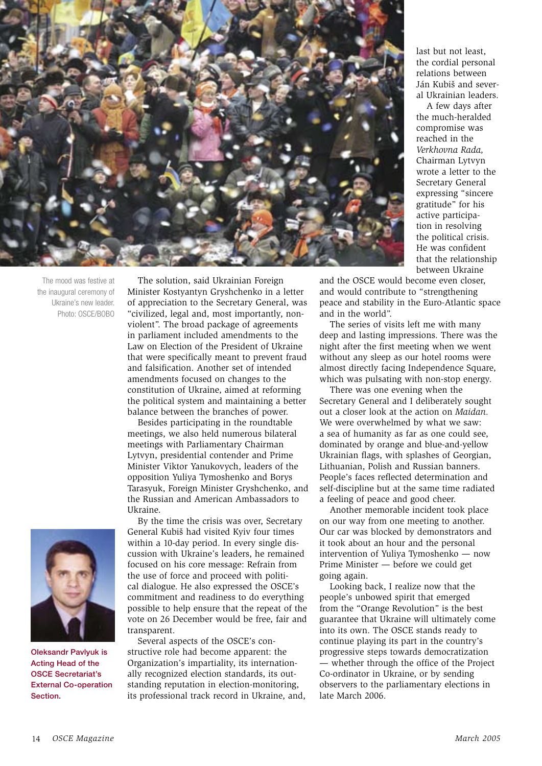last but not least, the cordial personal relations between Ján Kubiš and several Ukrainian leaders.

A few days after the much-heralded compromise was reached in the *Verkhovna Rada,* Chairman Lytvyn wrote a letter to the Secretary General expressing "sincere gratitude" for his active participation in resolving the political crisis. He was confident that the relationship between Ukraine and the OSCE would become even closer, and would contribute to "strengthening peace and stability in the Euro-Atlantic space and in the world".

The mood was festive at the inaugural ceremony of Ukraine's new leader. Photo: OSCE/BOBO

The solution, said Ukrainian Foreign Minister Kostyantyn Gryshchenko in a letter of appreciation to the Secretary General, was "civilized, legal and, most importantly, non-violent". The broad package of agreements in parliament included amendments to the Law on Election of the President of Ukraine that were specifically meant to prevent fraud and falsification. Another set of intended amendments focused on changes to the constitution of Ukraine, aimed at reforming the political system and maintaining a better balance between the branches of power.

Besides participating in the roundtable meetings, we also held numerous bilateral meetings with Parliamentary Chairman Lytvyn, presidential contender and Prime Minister Viktor Yanukovych, leaders of the opposition Yuliya Tymoshenko and Borys Tarasyuk, Foreign Minister Gryshchenko, and the Russian and American Ambassadors to Ukraine.

By the time the crisis was over, Secretary General Kubiš had visited Kyiv four times within a 10-day period. In every single discussion with Ukraine's leaders, he remained focused on his core message: Refrain from the use of force and proceed with political dialogue. He also expressed the OSCE's commitment and readiness to do everything possible to help ensure that the repeat of the vote on 26 December would be free, fair and transparent.

Several aspects of the OSCE's constructive role had become apparent: the Organization's impartiality, its internationally recognized election standards, its outstanding reputation in election-monitoring, its professional track record in Ukraine, and,

**Oleksandr Pavlyuk is Acting Head of the OSCE Secretariat's External Co-operation Section.**

The series of visits left me with many deep and lasting impressions. There was the night after the first meeting when we went without any sleep as our hotel rooms were almost directly facing Independence Square, which was pulsating with non-stop energy.

There was one evening when the Secretary General and I deliberately sought out a closer look at the action on *Maidan.* We were overwhelmed by what we saw: a sea of humanity as far as one could see, dominated by orange and blue-and-yellow Ukrainian flags, with splashes of Georgian, Lithuanian, Polish and Russian banners. People's faces reflected determination and self-discipline but at the same time radiated a feeling of peace and good cheer.

Another memorable incident took place on our way from one meeting to another. Our car was blocked by demonstrators and it took about an hour and the personal intervention of Yuliya Tymoshenko — now Prime Minister — before we could get going again.

Looking back, I realize now that the people's unbowed spirit that emerged from the "Orange Revolution" is the best guarantee that Ukraine will ultimately come into its own. The OSCE stands ready to continue playing its part in the country's progressive steps towards democratization — whether through the office of the Project Co-ordinator in Ukraine, or by sending observers to the parliamentary elections in late March 2006.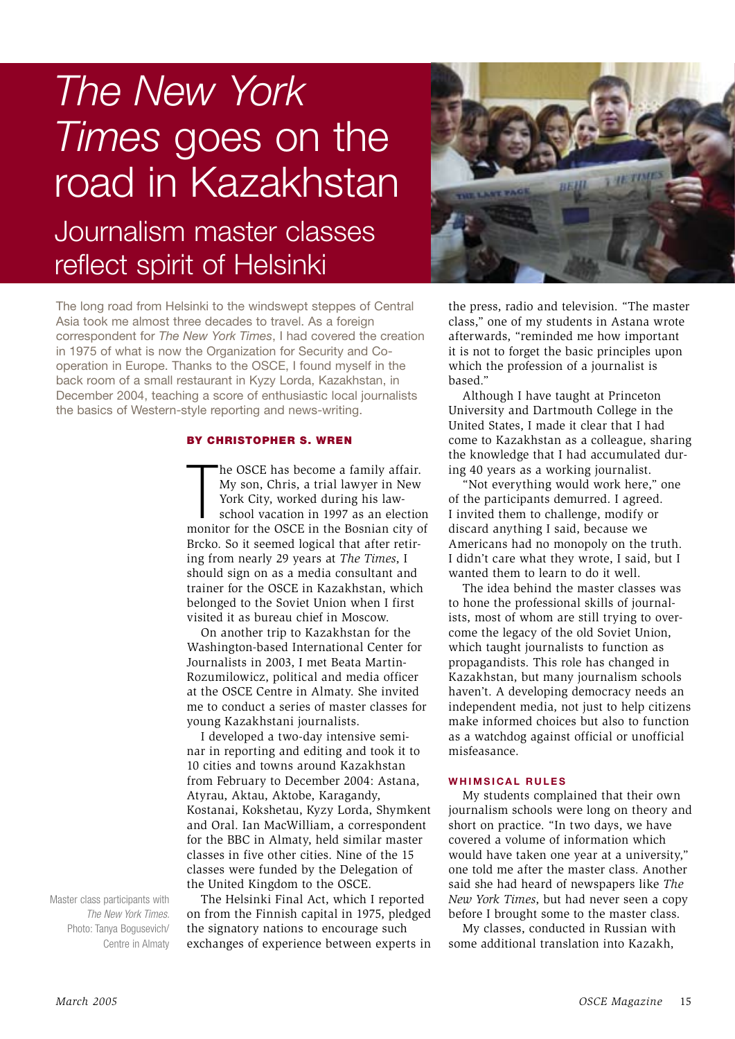# *The New York Times* goes on the road in Kazakhstan

## Journalism master classes reflect spirit of Helsinki

The long road from Helsinki to the windswept steppes of Central Asia took me almost three decades to travel. As a foreign correspondent for *The New York Times*, I had covered the creation in 1975 of what is now the Organization for Security and Co-operation in Europe. Thanks to the OSCE, I found myself in the back room of a small restaurant in Kyzy Lorda, Kazakhstan, in December 2004, teaching a score of enthusiastic local journalists the basics of Western-style reporting and news-writing.

**BY CHRISTOPHER S. WREN**

The OSCE has become a family affair. My son, Chris, a trial lawyer in New York City, worked during his law-school vacation in 1997 as an election monitor for the OSCE in the Bosnian city of Brcko. So it seemed logical that after retiring from nearly 29 years at *The Times*, I should sign on as a media consultant and trainer for the OSCE in Kazakhstan, which belonged to the Soviet Union when I first visited it as bureau chief in Moscow.

On another trip to Kazakhstan for the Washington-based International Center for Journalists in 2003, I met Beata Martin-Rozumilowicz, political and media officer at the OSCE Centre in Almaty. She invited me to conduct a series of master classes for young Kazakhstani journalists.

I developed a two-day intensive seminar in reporting and editing and took it to 10 cities and towns around Kazakhstan from February to December 2004: Astana, Atyrau, Aktau, Aktobe, Karagandy, Kostanai, Kokshetau, Kyzy Lorda, Shymkent and Oral. Ian MacWilliam, a correspondent for the BBC in Almaty, held similar master classes in five other cities. Nine of the 15 classes were funded by the Delegation of the United Kingdom to the OSCE.

Master class participants with *The New York Times*. Photo: Tanya Bogusevich/ Centre in Almaty

The Helsinki Final Act, which I reported on from the Finnish capital in 1975, pledged the signatory nations to encourage such exchanges of experience between experts in the press, radio and television. "The master class," one of my students in Astana wrote afterwards, "reminded me how important it is not to forget the basic principles upon which the profession of a journalist is based."

Although I have taught at Princeton University and Dartmouth College in the United States, I made it clear that I had come to Kazakhstan as a colleague, sharing the knowledge that I had accumulated during 40 years as a working journalist.

"Not everything would work here," one of the participants demurred. I agreed. I invited them to challenge, modify or discard anything I said, because we Americans had no monopoly on the truth. I didn't care what they wrote, I said, but I wanted them to learn to do it well.

The idea behind the master classes was to hone the professional skills of journalists, most of whom are still trying to overcome the legacy of the old Soviet Union, which taught journalists to function as propagandists. This role has changed in Kazakhstan, but many journalism schools haven't. A developing democracy needs an independent media, not just to help citizens make informed choices but also to function as a watchdog against official or unofficial misfeasance.

### WHIMSICAL RULES

My students complained that their own journalism schools were long on theory and short on practice. "In two days, we have covered a volume of information which would have taken one year at a university," one told me after the master class. Another said she had heard of newspapers like *The New York Times*, but had never seen a copy before I brought some to the master class.

My classes, conducted in Russian with some additional translation into Kazakh,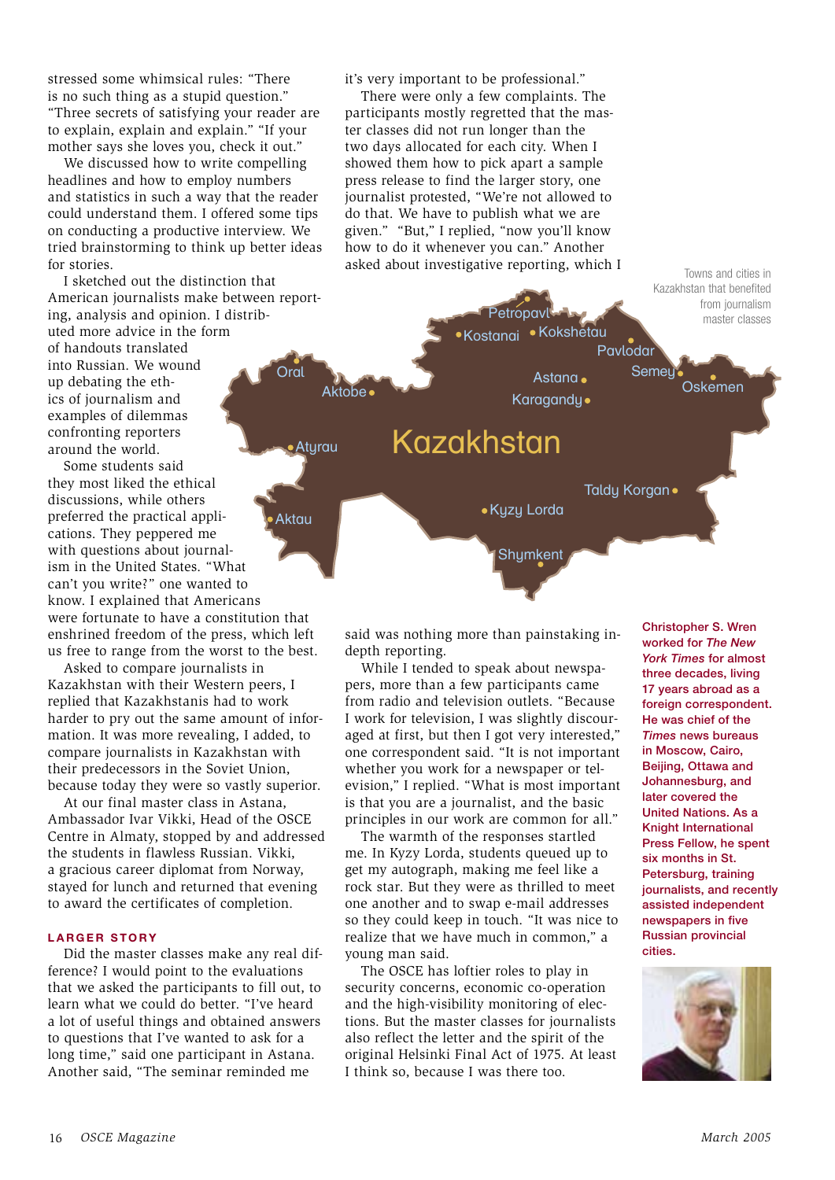stressed some whimsical rules: "There is no such thing as a stupid question." "Three secrets of satisfying your reader are to explain, explain and explain." "If your mother says she loves you, check it out."

We discussed how to write compelling headlines and how to employ numbers and statistics in such a way that the reader could understand them. I offered some tips on conducting a productive interview. We tried brainstorming to think up better ideas for stories.

I sketched out the distinction that American journalists make between reporting, analysis and opinion. I distributed more advice in the form of handouts translated into Russian. We wound up debating the ethics of journalism and examples of dilemmas confronting reporters around the world.

Some students said they most liked the ethical discussions, while others preferred the practical applications. They peppered me with questions about journalism in the United States. "What can't you write?" one wanted to know. I explained that Americans were fortunate to have a constitution that enshrined freedom of the press, which left us free to range from the worst to the best.

Asked to compare journalists in Kazakhstan with their Western peers, I replied that Kazakhstanis had to work harder to pry out the same amount of information. It was more revealing, I added, to compare journalists in Kazakhstan with their predecessors in the Soviet Union, because today they were so vastly superior.

At our final master class in Astana, Ambassador Ivar Vikki, Head of the OSCE Centre in Almaty, stopped by and addressed the students in flawless Russian. Vikki, a gracious career diplomat from Norway, stayed for lunch and returned that evening to award the certificates of completion.

### LARGER STORY

Did the master classes make any real difference? I would point to the evaluations that we asked the participants to fill out, to learn what we could do better. "I've heard a lot of useful things and obtained answers to questions that I've wanted to ask for a long time," said one participant in Astana. Another said, "The seminar reminded me it's very important to be professional."

There were only a few complaints. The participants mostly regretted that the master classes did not run longer than the two days allocated for each city. When I showed them how to pick apart a sample press release to find the larger story, one journalist protested, "We're not allowed to do that. We have to publish what we are given." "But," I replied, "now you'll know how to do it whenever you can." Another asked about investigative reporting, which I said was nothing more than painstaking in-depth reporting.

While I tended to speak about newspapers, more than a few participants came from radio and television outlets. "Because I work for television, I was slightly discouraged at first, but then I got very interested," one correspondent said. "It is not important whether you work for a newspaper or television," I replied. "What is most important is that you are a journalist, and the basic principles in our work are common for all."

The warmth of the responses startled me. In Kyzy Lorda, students queued up to get my autograph, making me feel like a rock star. But they were as thrilled to meet one another and to swap e-mail addresses so they could keep in touch. "It was nice to realize that we have much in common," a young man said.

The OSCE has loftier roles to play in security concerns, economic co-operation and the high-visibility monitoring of elections. But the master classes for journalists also reflect the letter and the spirit of the original Helsinki Final Act of 1975. At least I think so, because I was there too.

Towns and cities in Kazakhstan that benefited from journalism master classes

Kazakhstan: Petropavl, Kostanai, Kokshetau, Pavlodar, Oral, Aktobe, Astana, Semey, Oskemen, Karagandy, Atyrau, Taldy Korgan, Aktau, Kyzy Lorda, Shymkent

**Christopher S. Wren worked for *The New York Times* for almost three decades, living 17 years abroad as a foreign correspondent. He was chief of the *Times* news bureaus in Moscow, Cairo, Beijing, Ottawa and Johannesburg, and later covered the United Nations. As a Knight International Press Fellow, he spent six months in St. Petersburg, training journalists, and recently assisted independent newspapers in five Russian provincial cities.**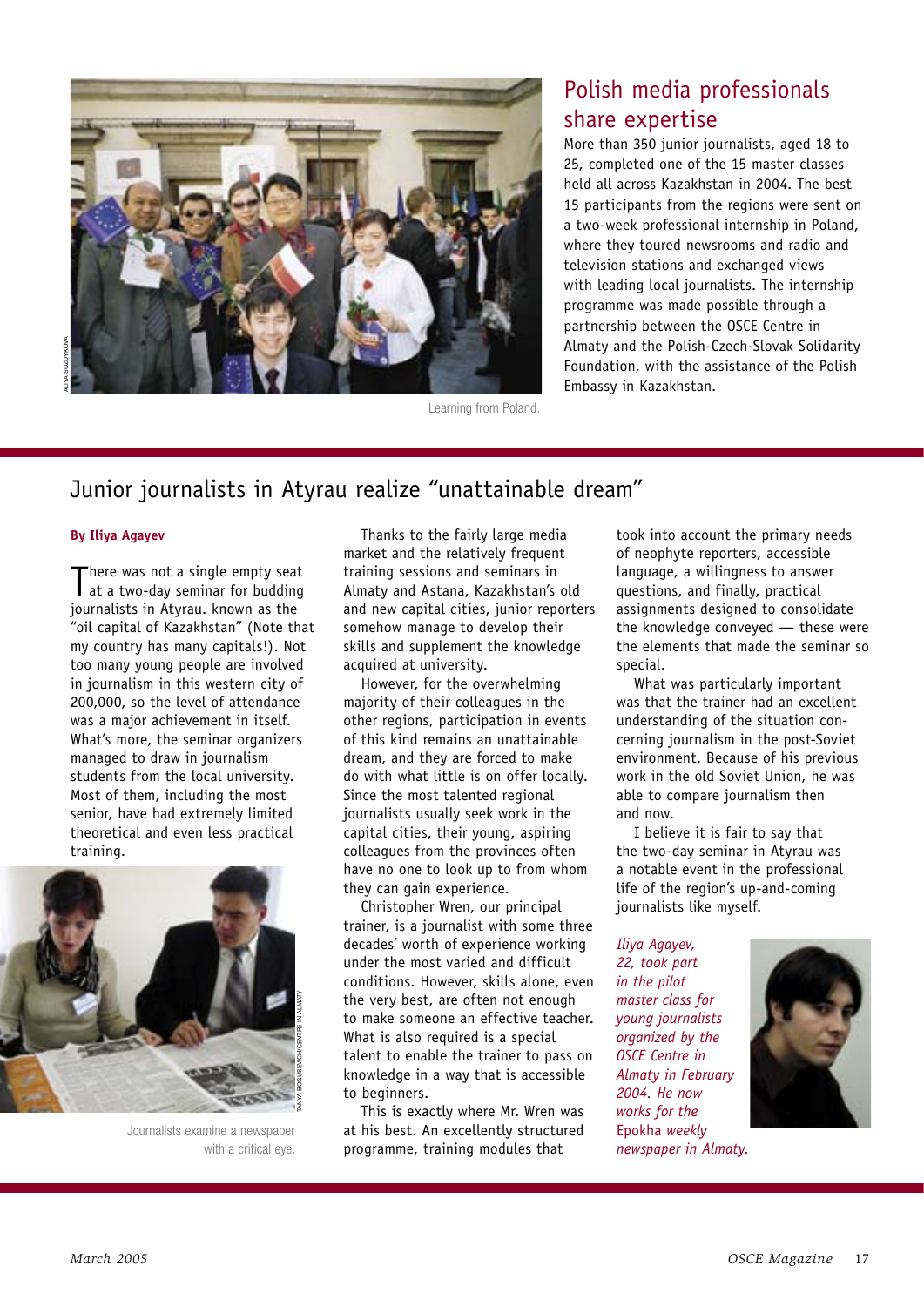## Polish media professionals share expertise

More than 350 junior journalists, aged 18 to 25, completed one of the 15 master classes held all across Kazakhstan in 2004. The best 15 participants from the regions were sent on a two-week professional internship in Poland, where they toured newsrooms and radio and television stations and exchanged views with leading local journalists. The internship programme was made possible through a partnership between the OSCE Centre in Almaty and the Polish-Czech-Slovak Solidarity Foundation, with the assistance of the Polish Embassy in Kazakhstan.

ALIYA SUZDYKOVA

Learning from Poland.

## Junior journalists in Atyrau realize "unattainable dream"

**By Iliya Agayev**

There was not a single empty seat at a two-day seminar for budding journalists in Atyrau. known as the "oil capital of Kazakhstan" (Note that my country has many capitals!). Not too many young people are involved in journalism in this western city of 200,000, so the level of attendance was a major achievement in itself. What's more, the seminar organizers managed to draw in journalism students from the local university. Most of them, including the most senior, have had extremely limited theoretical and even less practical training.

Thanks to the fairly large media market and the relatively frequent training sessions and seminars in Almaty and Astana, Kazakhstan's old and new capital cities, junior reporters somehow manage to develop their skills and supplement the knowledge acquired at university.

However, for the overwhelming majority of their colleagues in the other regions, participation in events of this kind remains an unattainable dream, and they are forced to make do with what little is on offer locally. Since the most talented regional journalists usually seek work in the capital cities, their young, aspiring colleagues from the provinces often have no one to look up to from whom they can gain experience.

Christopher Wren, our principal trainer, is a journalist with some three decades' worth of experience working under the most varied and difficult conditions. However, skills alone, even the very best, are often not enough to make someone an effective teacher. What is also required is a special talent to enable the trainer to pass on knowledge in a way that is accessible to beginners.

This is exactly where Mr. Wren was at his best. An excellently structured programme, training modules that took into account the primary needs of neophyte reporters, accessible language, a willingness to answer questions, and finally, practical assignments designed to consolidate the knowledge conveyed — these were the elements that made the seminar so special.

What was particularly important was that the trainer had an excellent understanding of the situation concerning journalism in the post-Soviet environment. Because of his previous work in the old Soviet Union, he was able to compare journalism then and now.

I believe it is fair to say that the two-day seminar in Atyrau was a notable event in the professional life of the region's up-and-coming journalists like myself.

TANYA BOGUSEVICH/CENTRE IN ALMATY

Journalists examine a newspaper with a critical eye.

*Iliya Agayev, 22, took part in the pilot master class for young journalists organized by the OSCE Centre in Almaty in February 2004. He now works for the* Epokha *weekly newspaper in Almaty.*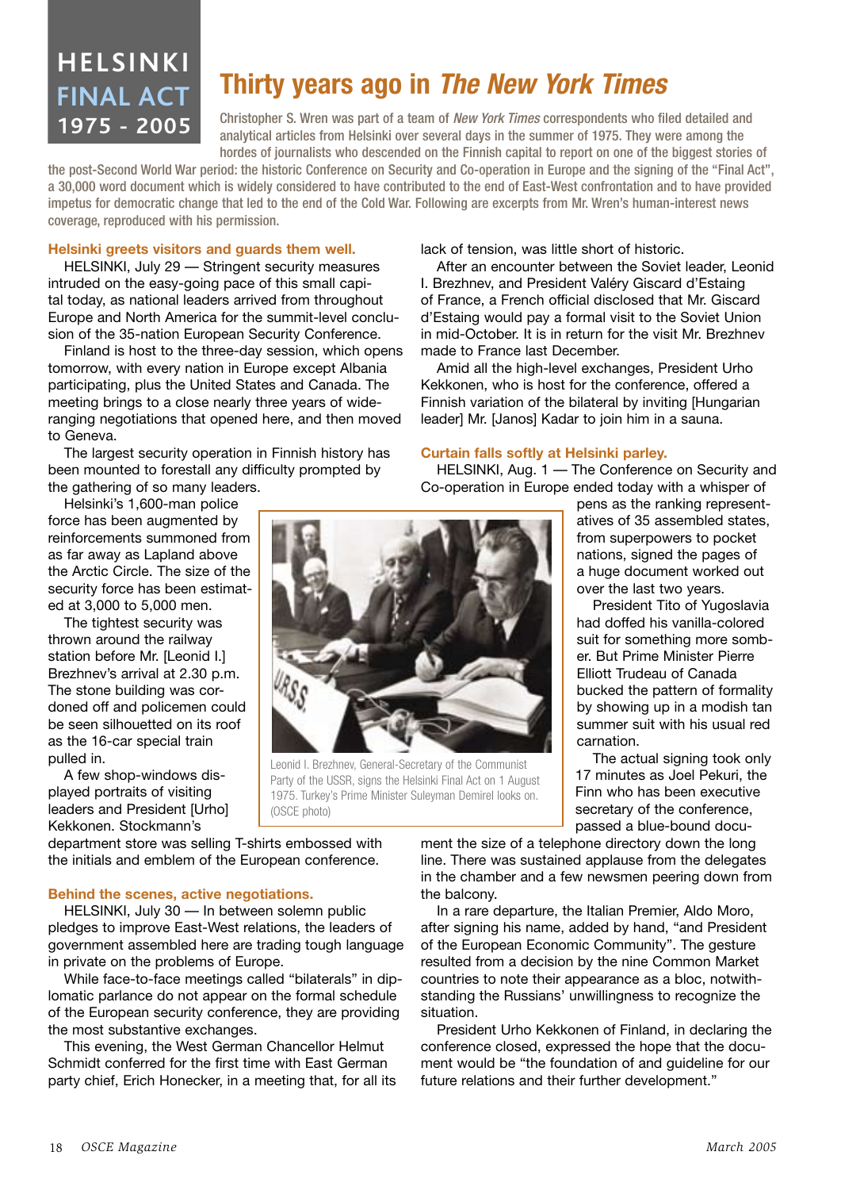HELSINKI FINAL ACT 1975 - 2005

# Thirty years ago in *The New York Times*

Christopher S. Wren was part of a team of *New York Times* correspondents who filed detailed and analytical articles from Helsinki over several days in the summer of 1975. They were among the hordes of journalists who descended on the Finnish capital to report on one of the biggest stories of the post-Second World War period: the historic Conference on Security and Co-operation in Europe and the signing of the "Final Act", a 30,000 word document which is widely considered to have contributed to the end of East-West confrontation and to have provided impetus for democratic change that led to the end of the Cold War. Following are excerpts from Mr. Wren's human-interest news coverage, reproduced with his permission.

### Helsinki greets visitors and guards them well.

HELSINKI, July 29 — Stringent security measures intruded on the easy-going pace of this small capital today, as national leaders arrived from throughout Europe and North America for the summit-level conclusion of the 35-nation European Security Conference.

Finland is host to the three-day session, which opens tomorrow, with every nation in Europe except Albania participating, plus the United States and Canada. The meeting brings to a close nearly three years of wide-ranging negotiations that opened here, and then moved to Geneva.

The largest security operation in Finnish history has been mounted to forestall any difficulty prompted by the gathering of so many leaders.

Helsinki's 1,600-man police force has been augmented by reinforcements summoned from as far away as Lapland above the Arctic Circle. The size of the security force has been estimated at 3,000 to 5,000 men.

The tightest security was thrown around the railway station before Mr. [Leonid I.] Brezhnev's arrival at 2.30 p.m. The stone building was cordoned off and policemen could be seen silhouetted on its roof as the 16-car special train pulled in.

A few shop-windows displayed portraits of visiting leaders and President [Urho] Kekkonen. Stockmann's department store was selling T-shirts embossed with the initials and emblem of the European conference.

### Behind the scenes, active negotiations.

HELSINKI, July 30 — In between solemn public pledges to improve East-West relations, the leaders of government assembled here are trading tough language in private on the problems of Europe.

While face-to-face meetings called "bilaterals" in diplomatic parlance do not appear on the formal schedule of the European security conference, they are providing the most substantive exchanges.

This evening, the West German Chancellor Helmut Schmidt conferred for the first time with East German party chief, Erich Honecker, in a meeting that, for all its lack of tension, was little short of historic.

After an encounter between the Soviet leader, Leonid I. Brezhnev, and President Valéry Giscard d'Estaing of France, a French official disclosed that Mr. Giscard d'Estaing would pay a formal visit to the Soviet Union in mid-October. It is in return for the visit Mr. Brezhnev made to France last December.

Amid all the high-level exchanges, President Urho Kekkonen, who is host for the conference, offered a Finnish variation of the bilateral by inviting [Hungarian leader] Mr. [Janos] Kadar to join him in a sauna.

### Curtain falls softly at Helsinki parley.

HELSINKI, Aug. 1 — The Conference on Security and Co-operation in Europe ended today with a whisper of pens as the ranking representatives of 35 assembled states, from superpowers to pocket nations, signed the pages of a huge document worked out over the last two years.

President Tito of Yugoslavia had doffed his vanilla-colored suit for something more somber. But Prime Minister Pierre Elliott Trudeau of Canada bucked the pattern of formality by showing up in a modish tan summer suit with his usual red carnation.

The actual signing took only 17 minutes as Joel Pekuri, the Finn who has been executive secretary of the conference, passed a blue-bound document the size of a telephone directory down the long line. There was sustained applause from the delegates in the chamber and a few newsmen peering down from the balcony.

In a rare departure, the Italian Premier, Aldo Moro, after signing his name, added by hand, "and President of the European Economic Community". The gesture resulted from a decision by the nine Common Market countries to note their appearance as a bloc, notwithstanding the Russians' unwillingness to recognize the situation.

President Urho Kekkonen of Finland, in declaring the conference closed, expressed the hope that the document would be "the foundation of and guideline for our future relations and their further development."

Leonid I. Brezhnev, General-Secretary of the Communist Party of the USSR, signs the Helsinki Final Act on 1 August 1975. Turkey's Prime Minister Suleyman Demirel looks on. (OSCE photo)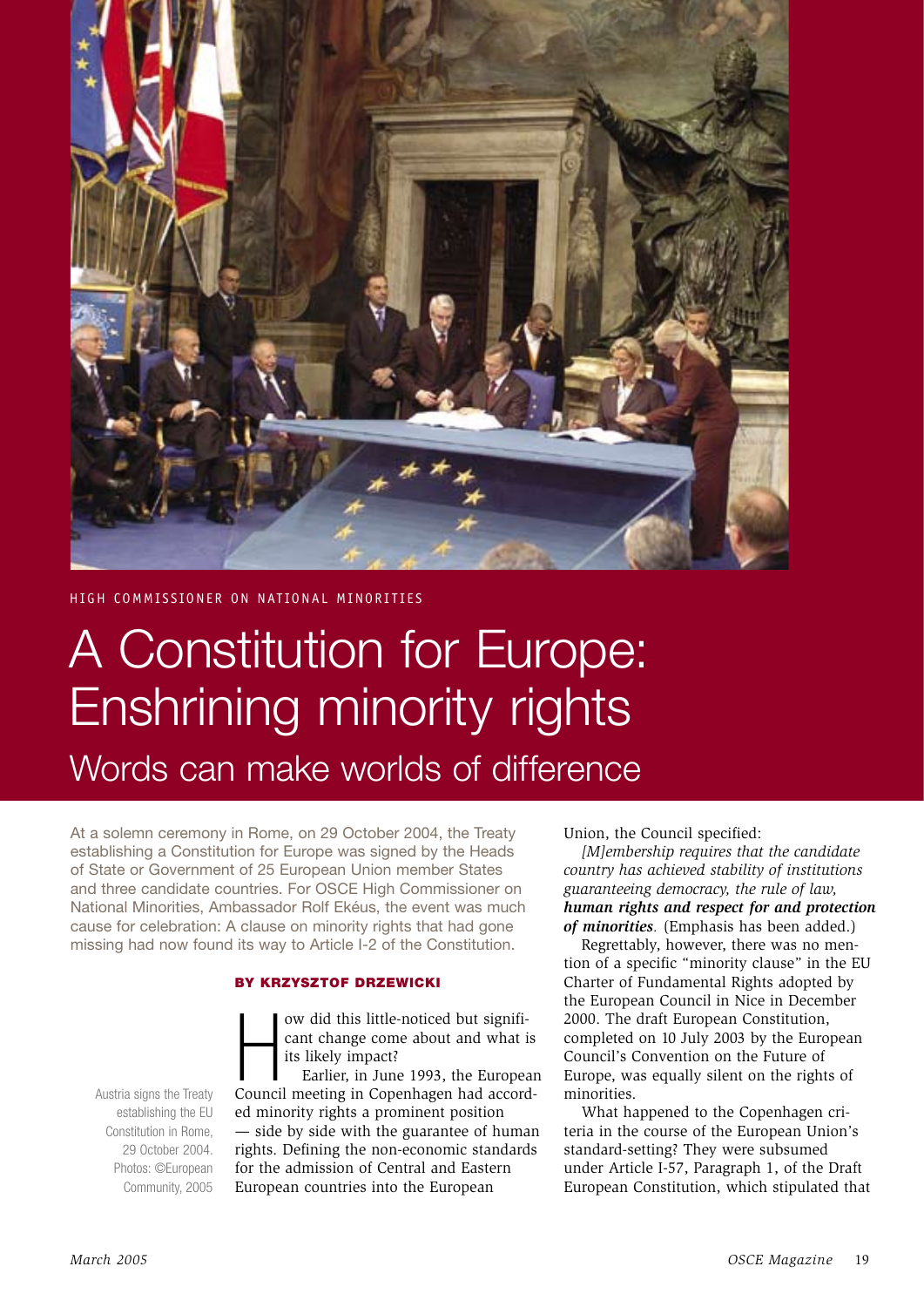HIGH COMMISSIONER ON NATIONAL MINORITIES

# A Constitution for Europe: Enshrining minority rights

## Words can make worlds of difference

At a solemn ceremony in Rome, on 29 October 2004, the Treaty establishing a Constitution for Europe was signed by the Heads of State or Government of 25 European Union member States and three candidate countries. For OSCE High Commissioner on National Minorities, Ambassador Rolf Ekéus, the event was much cause for celebration: A clause on minority rights that had gone missing had now found its way to Article I-2 of the Constitution.

Austria signs the Treaty establishing the EU Constitution in Rome, 29 October 2004. Photos: ©European Community, 2005

**BY KRZYSZTOF DRZEWICKI**

How did this little-noticed but significant change come about and what is its likely impact?

Earlier, in June 1993, the European Council meeting in Copenhagen had accorded minority rights a prominent position — side by side with the guarantee of human rights. Defining the non-economic standards for the admission of Central and Eastern European countries into the European Union, the Council specified:

*[M]embership requires that the candidate country has achieved stability of institutions guaranteeing democracy, the rule of law,* ***human rights and respect for and protection of minorities***. (Emphasis has been added.)

Regrettably, however, there was no mention of a specific “minority clause” in the EU Charter of Fundamental Rights adopted by the European Council in Nice in December 2000. The draft European Constitution, completed on 10 July 2003 by the European Council’s Convention on the Future of Europe, was equally silent on the rights of minorities.

What happened to the Copenhagen criteria in the course of the European Union’s standard-setting? They were subsumed under Article I-57, Paragraph 1, of the Draft European Constitution, which stipulated that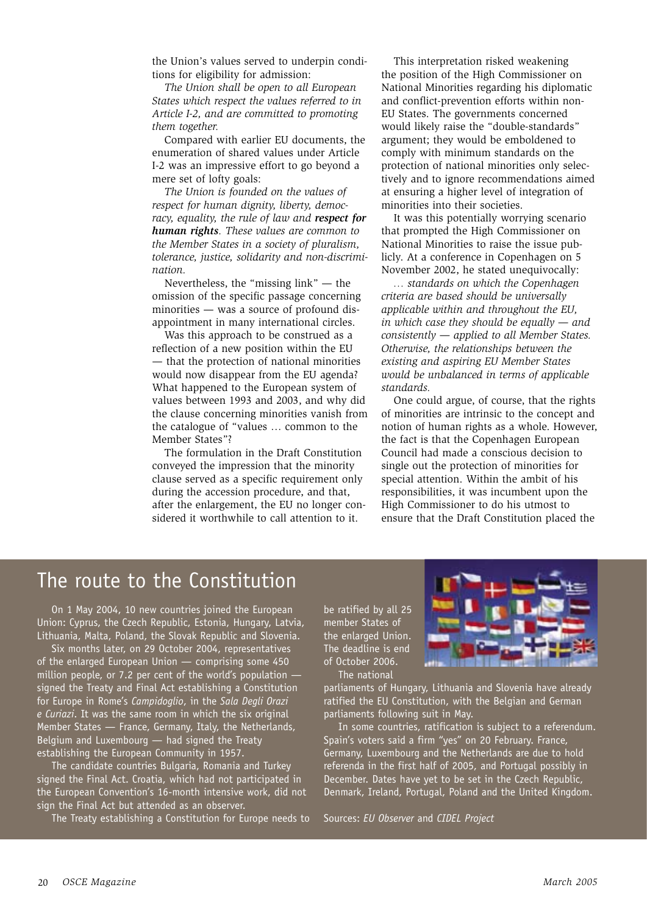the Union's values served to underpin conditions for eligibility for admission:

*The Union shall be open to all European States which respect the values referred to in Article I-2, and are committed to promoting them together.*

Compared with earlier EU documents, the enumeration of shared values under Article I-2 was an impressive effort to go beyond a mere set of lofty goals:

*The Union is founded on the values of respect for human dignity, liberty, democracy, equality, the rule of law and **respect for human rights**. These values are common to the Member States in a society of pluralism, tolerance, justice, solidarity and non-discrimination.*

Nevertheless, the "missing link" — the omission of the specific passage concerning minorities — was a source of profound disappointment in many international circles.

Was this approach to be construed as a reflection of a new position within the EU — that the protection of national minorities would now disappear from the EU agenda? What happened to the European system of values between 1993 and 2003, and why did the clause concerning minorities vanish from the catalogue of "values … common to the Member States"?

The formulation in the Draft Constitution conveyed the impression that the minority clause served as a specific requirement only during the accession procedure, and that, after the enlargement, the EU no longer considered it worthwhile to call attention to it.

This interpretation risked weakening the position of the High Commissioner on National Minorities regarding his diplomatic and conflict-prevention efforts within non-EU States. The governments concerned would likely raise the "double-standards" argument; they would be emboldened to comply with minimum standards on the protection of national minorities only selectively and to ignore recommendations aimed at ensuring a higher level of integration of minorities into their societies.

It was this potentially worrying scenario that prompted the High Commissioner on National Minorities to raise the issue publicly. At a conference in Copenhagen on 5 November 2002, he stated unequivocally:

*… standards on which the Copenhagen criteria are based should be universally applicable within and throughout the EU, in which case they should be equally — and consistently — applied to all Member States. Otherwise, the relationships between the existing and aspiring EU Member States would be unbalanced in terms of applicable standards.*

One could argue, of course, that the rights of minorities are intrinsic to the concept and notion of human rights as a whole. However, the fact is that the Copenhagen European Council had made a conscious decision to single out the protection of minorities for special attention. Within the ambit of his responsibilities, it was incumbent upon the High Commissioner to do his utmost to ensure that the Draft Constitution placed the

## The route to the Constitution

On 1 May 2004, 10 new countries joined the European Union: Cyprus, the Czech Republic, Estonia, Hungary, Latvia, Lithuania, Malta, Poland, the Slovak Republic and Slovenia.

Six months later, on 29 October 2004, representatives of the enlarged European Union — comprising some 450 million people, or 7.2 per cent of the world's population — signed the Treaty and Final Act establishing a Constitution for Europe in Rome's *Campidoglio*, in the *Sala Degli Orazi e Curiazi*. It was the same room in which the six original Member States — France, Germany, Italy, the Netherlands, Belgium and Luxembourg — had signed the Treaty establishing the European Community in 1957.

The candidate countries Bulgaria, Romania and Turkey signed the Final Act. Croatia, which had not participated in the European Convention's 16-month intensive work, did not sign the Final Act but attended as an observer.

The Treaty establishing a Constitution for Europe needs to be ratified by all 25 member States of the enlarged Union. The deadline is end of October 2006.

The national parliaments of Hungary, Lithuania and Slovenia have already ratified the EU Constitution, with the Belgian and German parliaments following suit in May.

In some countries, ratification is subject to a referendum. Spain's voters said a firm "yes" on 20 February. France, Germany, Luxembourg and the Netherlands are due to hold referenda in the first half of 2005, and Portugal possibly in December. Dates have yet to be set in the Czech Republic, Denmark, Ireland, Portugal, Poland and the United Kingdom.

Sources: *EU Observer* and *CIDEL Project*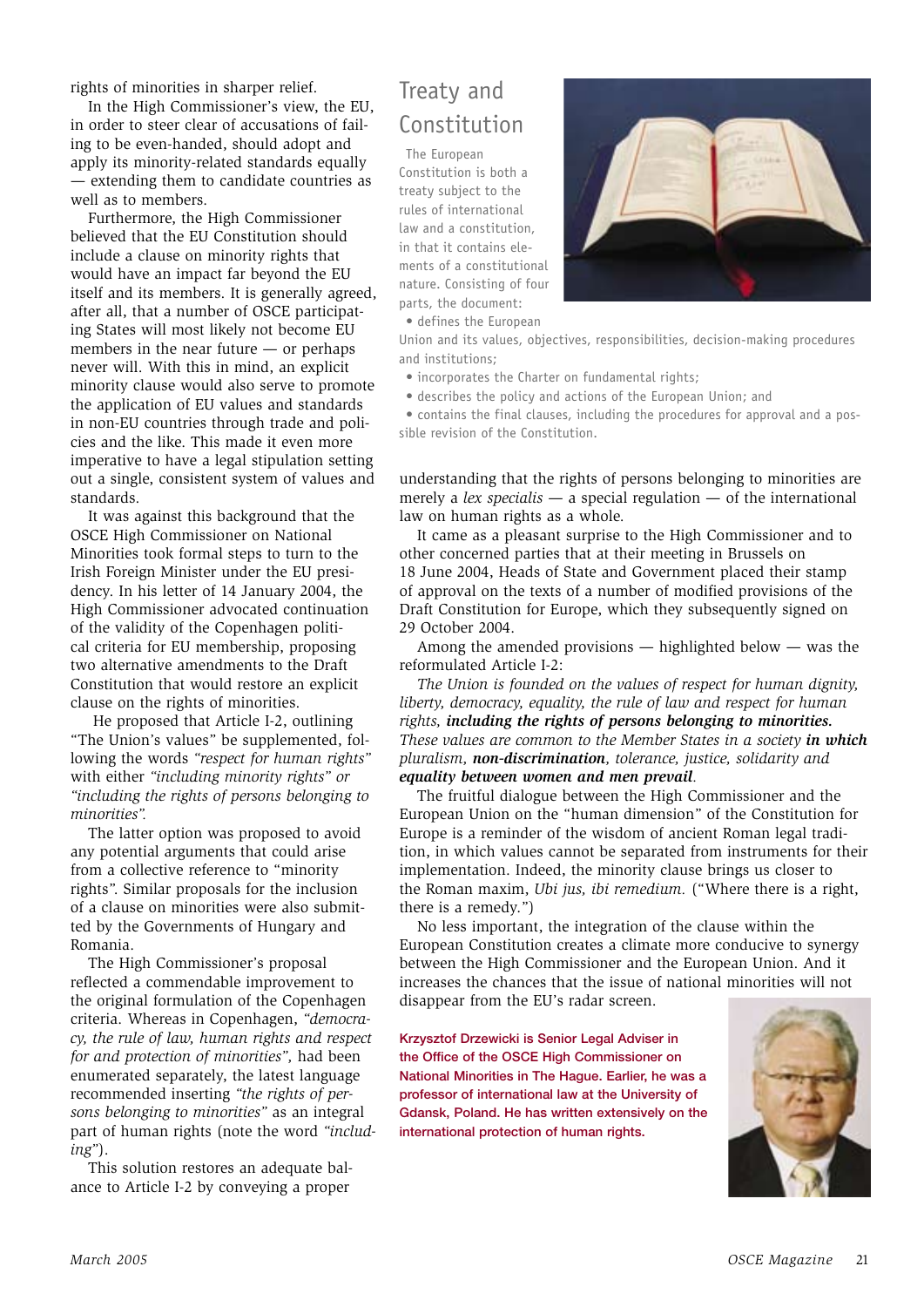rights of minorities in sharper relief.

In the High Commissioner's view, the EU, in order to steer clear of accusations of failing to be even-handed, should adopt and apply its minority-related standards equally — extending them to candidate countries as well as to members.

Furthermore, the High Commissioner believed that the EU Constitution should include a clause on minority rights that would have an impact far beyond the EU itself and its members. It is generally agreed, after all, that a number of OSCE participating States will most likely not become EU members in the near future — or perhaps never will. With this in mind, an explicit minority clause would also serve to promote the application of EU values and standards in non-EU countries through trade and policies and the like. This made it even more imperative to have a legal stipulation setting out a single, consistent system of values and standards.

It was against this background that the OSCE High Commissioner on National Minorities took formal steps to turn to the Irish Foreign Minister under the EU presidency. In his letter of 14 January 2004, the High Commissioner advocated continuation of the validity of the Copenhagen political criteria for EU membership, proposing two alternative amendments to the Draft Constitution that would restore an explicit clause on the rights of minorities.

He proposed that Article I-2, outlining "The Union's values" be supplemented, following the words *"respect for human rights"* with either *"including minority rights" or "including the rights of persons belonging to minorities".*

The latter option was proposed to avoid any potential arguments that could arise from a collective reference to "minority rights". Similar proposals for the inclusion of a clause on minorities were also submitted by the Governments of Hungary and Romania.

The High Commissioner's proposal reflected a commendable improvement to the original formulation of the Copenhagen criteria. Whereas in Copenhagen, *"democracy, the rule of law, human rights and respect for and protection of minorities"*, had been enumerated separately, the latest language recommended inserting *"the rights of persons belonging to minorities"* as an integral part of human rights (note the word *"including"*).

This solution restores an adequate balance to Article I-2 by conveying a proper understanding that the rights of persons belonging to minorities are merely a *lex specialis* — a special regulation — of the international law on human rights as a whole.

It came as a pleasant surprise to the High Commissioner and to other concerned parties that at their meeting in Brussels on 18 June 2004, Heads of State and Government placed their stamp of approval on the texts of a number of modified provisions of the Draft Constitution for Europe, which they subsequently signed on 29 October 2004.

Among the amended provisions — highlighted below — was the reformulated Article I-2:

*The Union is founded on the values of respect for human dignity, liberty, democracy, equality, the rule of law and respect for human rights,* ***including the rights of persons belonging to minorities.*** *These values are common to the Member States in a society* ***in which*** *pluralism,* ***non-discrimination****, tolerance, justice, solidarity and* ***equality between women and men prevail****.*

The fruitful dialogue between the High Commissioner and the European Union on the "human dimension" of the Constitution for Europe is a reminder of the wisdom of ancient Roman legal tradition, in which values cannot be separated from instruments for their implementation. Indeed, the minority clause brings us closer to the Roman maxim, *Ubi jus, ibi remedium.* ("Where there is a right, there is a remedy.")

No less important, the integration of the clause within the European Constitution creates a climate more conducive to synergy between the High Commissioner and the European Union. And it increases the chances that the issue of national minorities will not disappear from the EU's radar screen.

**Krzysztof Drzewicki is Senior Legal Adviser in the Office of the OSCE High Commissioner on National Minorities in The Hague. Earlier, he was a professor of international law at the University of Gdansk, Poland. He has written extensively on the international protection of human rights.**

## Treaty and Constitution

The European Constitution is both a treaty subject to the rules of international law and a constitution, in that it contains elements of a constitutional nature. Consisting of four parts, the document:

- defines the European Union and its values, objectives, responsibilities, decision-making procedures and institutions;
- incorporates the Charter on fundamental rights;
- describes the policy and actions of the European Union; and
- contains the final clauses, including the procedures for approval and a possible revision of the Constitution.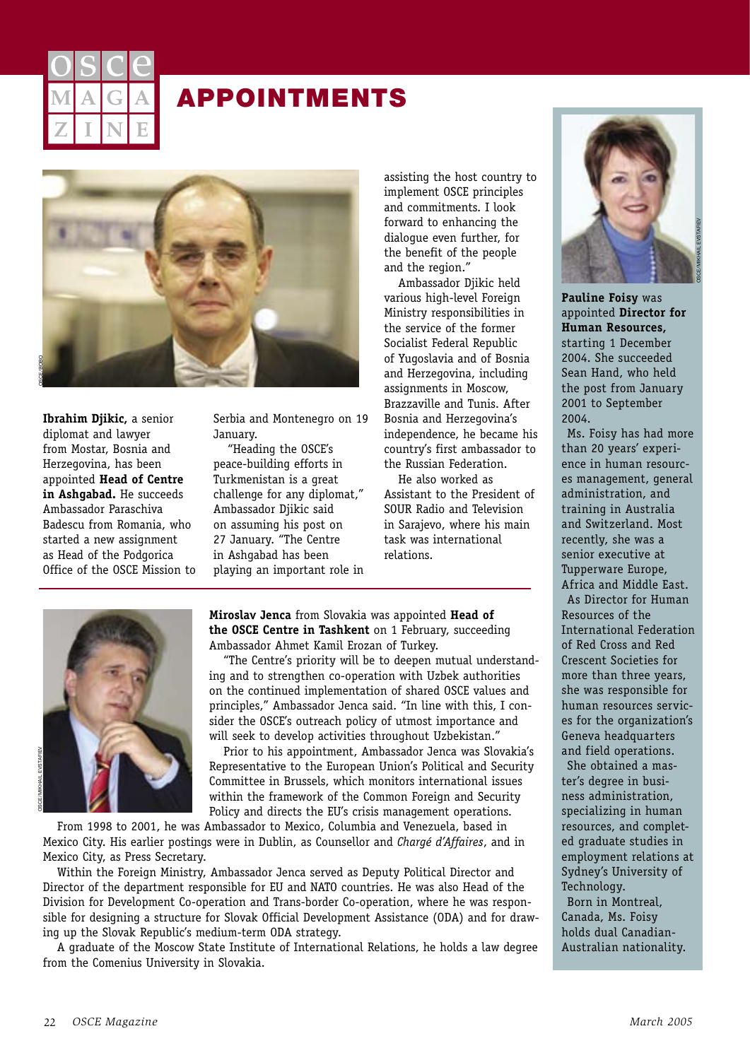# APPOINTMENTS

**Ibrahim Djikic,** a senior diplomat and lawyer from Mostar, Bosnia and Herzegovina, has been appointed **Head of Centre in Ashgabad.** He succeeds Ambassador Paraschiva Badescu from Romania, who started a new assignment as Head of the Podgorica Office of the OSCE Mission to Serbia and Montenegro on 19 January.

"Heading the OSCE's peace-building efforts in Turkmenistan is a great challenge for any diplomat," Ambassador Djikic said on assuming his post on 27 January. "The Centre in Ashgabad has been playing an important role in assisting the host country to implement OSCE principles and commitments. I look forward to enhancing the dialogue even further, for the benefit of the people and the region."

Ambassador Djikic held various high-level Foreign Ministry responsibilities in the service of the former Socialist Federal Republic of Yugoslavia and of Bosnia and Herzegovina, including assignments in Moscow, Brazzaville and Tunis. After Bosnia and Herzegovina's independence, he became his country's first ambassador to the Russian Federation.

He also worked as Assistant to the President of SOUR Radio and Television in Sarajevo, where his main task was international relations.

**Miroslav Jenca** from Slovakia was appointed **Head of the OSCE Centre in Tashkent** on 1 February, succeeding Ambassador Ahmet Kamil Erozan of Turkey.

"The Centre's priority will be to deepen mutual understanding and to strengthen co-operation with Uzbek authorities on the continued implementation of shared OSCE values and principles," Ambassador Jenca said. "In line with this, I consider the OSCE's outreach policy of utmost importance and will seek to develop activities throughout Uzbekistan."

Prior to his appointment, Ambassador Jenca was Slovakia's Representative to the European Union's Political and Security Committee in Brussels, which monitors international issues within the framework of the Common Foreign and Security Policy and directs the EU's crisis management operations.

From 1998 to 2001, he was Ambassador to Mexico, Columbia and Venezuela, based in Mexico City. His earlier postings were in Dublin, as Counsellor and *Chargé d'Affaires*, and in Mexico City, as Press Secretary.

Within the Foreign Ministry, Ambassador Jenca served as Deputy Political Director and Director of the department responsible for EU and NATO countries. He was also Head of the Division for Development Co-operation and Trans-border Co-operation, where he was responsible for designing a structure for Slovak Official Development Assistance (ODA) and for drawing up the Slovak Republic's medium-term ODA strategy.

A graduate of the Moscow State Institute of International Relations, he holds a law degree from the Comenius University in Slovakia.

**Pauline Foisy** was appointed **Director for Human Resources,** starting 1 December 2004. She succeeded Sean Hand, who held the post from January 2001 to September 2004.

Ms. Foisy has had more than 20 years' experience in human resources management, general administration, and training in Australia and Switzerland. Most recently, she was a senior executive at Tupperware Europe, Africa and Middle East.

As Director for Human Resources of the International Federation of Red Cross and Red Crescent Societies for more than three years, she was responsible for human resources services for the organization's Geneva headquarters and field operations.

She obtained a master's degree in business administration, specializing in human resources, and completed graduate studies in employment relations at Sydney's University of Technology.

Born in Montreal, Canada, Ms. Foisy holds dual Canadian-Australian nationality.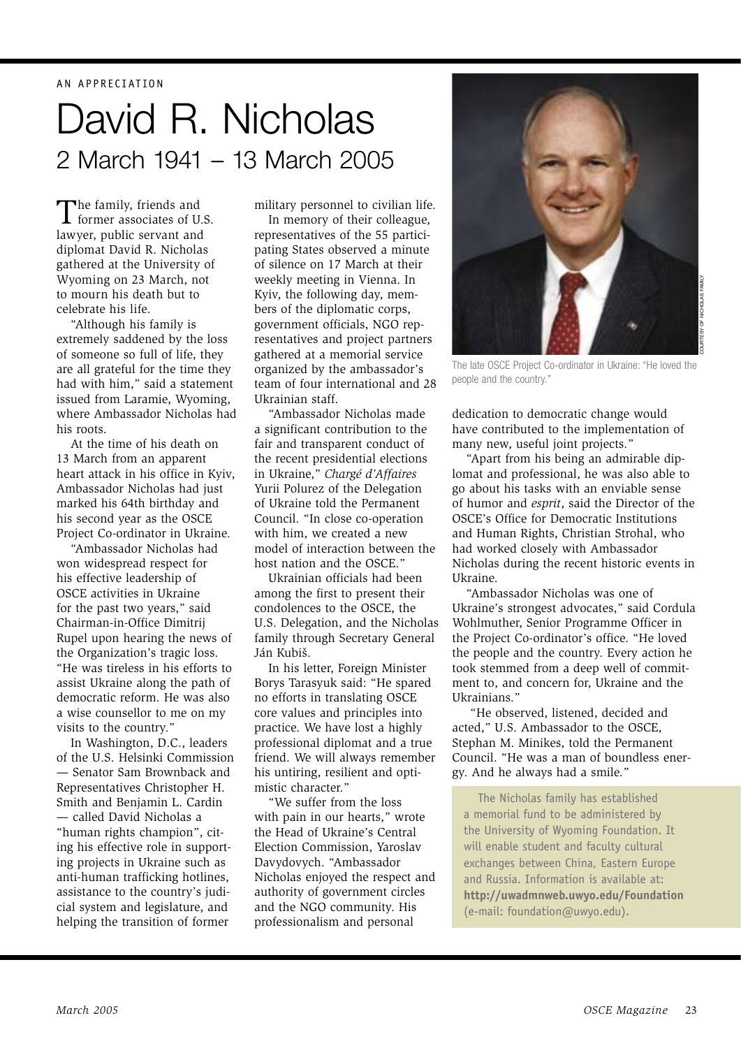AN APPRECIATION

# David R. Nichols

## 2 March 1941 – 13 March 2005

The family, friends and former associates of U.S. lawyer, public servant and diplomat David R. Nicholas gathered at the University of Wyoming on 23 March, not to mourn his death but to celebrate his life.

"Although his family is extremely saddened by the loss of someone so full of life, they are all grateful for the time they had with him," said a statement issued from Laramie, Wyoming, where Ambassador Nicholas had his roots.

At the time of his death on 13 March from an apparent heart attack in his office in Kyiv, Ambassador Nicholas had just marked his 64th birthday and his second year as the OSCE Project Co-ordinator in Ukraine.

"Ambassador Nicholas had won widespread respect for his effective leadership of OSCE activities in Ukraine for the past two years," said Chairman-in-Office Dimitrij Rupel upon hearing the news of the Organization's tragic loss. "He was tireless in his efforts to assist Ukraine along the path of democratic reform. He was also a wise counsellor to me on my visits to the country."

In Washington, D.C., leaders of the U.S. Helsinki Commission — Senator Sam Brownback and Representatives Christopher H. Smith and Benjamin L. Cardin — called David Nicholas a "human rights champion", citing his effective role in supporting projects in Ukraine such as anti-human trafficking hotlines, assistance to the country's judicial system and legislature, and helping the transition of former military personnel to civilian life.

In memory of their colleague, representatives of the 55 participating States observed a minute of silence on 17 March at their weekly meeting in Vienna. In Kyiv, the following day, members of the diplomatic corps, government officials, NGO representatives and project partners gathered at a memorial service organized by the ambassador's team of four international and 28 Ukrainian staff.

"Ambassador Nicholas made a significant contribution to the fair and transparent conduct of the recent presidential elections in Ukraine," *Chargé d'Affaires* Yurii Polurez of the Delegation of Ukraine told the Permanent Council. "In close co-operation with him, we created a new model of interaction between the host nation and the OSCE."

Ukrainian officials had been among the first to present their condolences to the OSCE, the U.S. Delegation, and the Nicholas family through Secretary General Ján Kubiš.

In his letter, Foreign Minister Borys Tarasyuk said: "He spared no efforts in translating OSCE core values and principles into practice. We have lost a highly professional diplomat and a true friend. We will always remember his untiring, resilient and optimistic character."

"We suffer from the loss with pain in our hearts," wrote the Head of Ukraine's Central Election Commission, Yaroslav Davydovych. "Ambassador Nicholas enjoyed the respect and authority of government circles and the NGO community. His professionalism and personal dedication to democratic change would have contributed to the implementation of many new, useful joint projects."

COURTESY OF NICHOLAS FAMILY

The late OSCE Project Co-ordinator in Ukraine: "He loved the people and the country."

"Apart from his being an admirable diplomat and professional, he was also able to go about his tasks with an enviable sense of humor and *esprit*, said the Director of the OSCE's Office for Democratic Institutions and Human Rights, Christian Strohal, who had worked closely with Ambassador Nicholas during the recent historic events in Ukraine.

"Ambassador Nicholas was one of Ukraine's strongest advocates," said Cordula Wohlmuther, Senior Programme Officer in the Project Co-ordinator's office. "He loved the people and the country. Every action he took stemmed from a deep well of commitment to, and concern for, Ukraine and the Ukrainians."

"He observed, listened, decided and acted," U.S. Ambassador to the OSCE, Stephan M. Minikes, told the Permanent Council. "He was a man of boundless energy. And he always had a smile."

The Nicholas family has established a memorial fund to be administered by the University of Wyoming Foundation. It will enable student and faculty cultural exchanges between China, Eastern Europe and Russia. Information is available at: **http://uwadmnweb.uwyo.edu/Foundation** (e-mail: foundation@uwyo.edu).